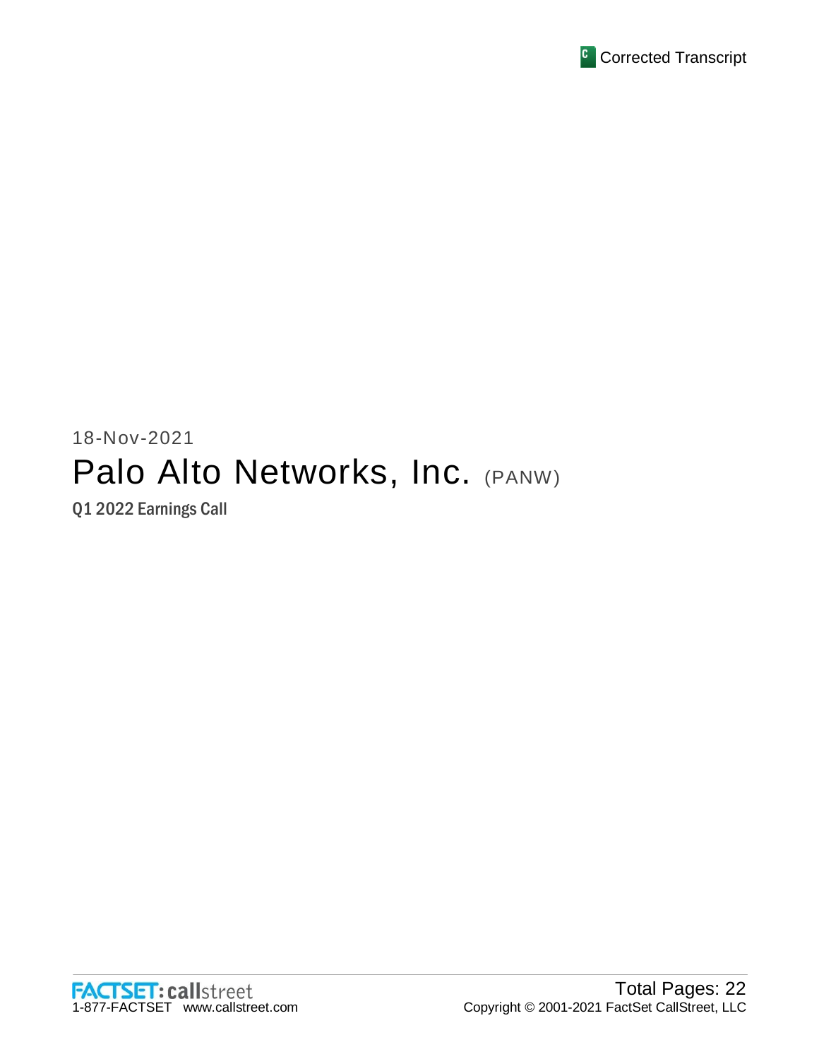Corrected Transcript

18-Nov-2021

# Palo Alto Networks, Inc. (PANW)

Q1 2022 Earnings Call

FACTSET: callstreet
1-877-FACTSET www.callstreet.com

Total Pages: 22
Copyright © 2001-2021 FactSet CallStreet, LLC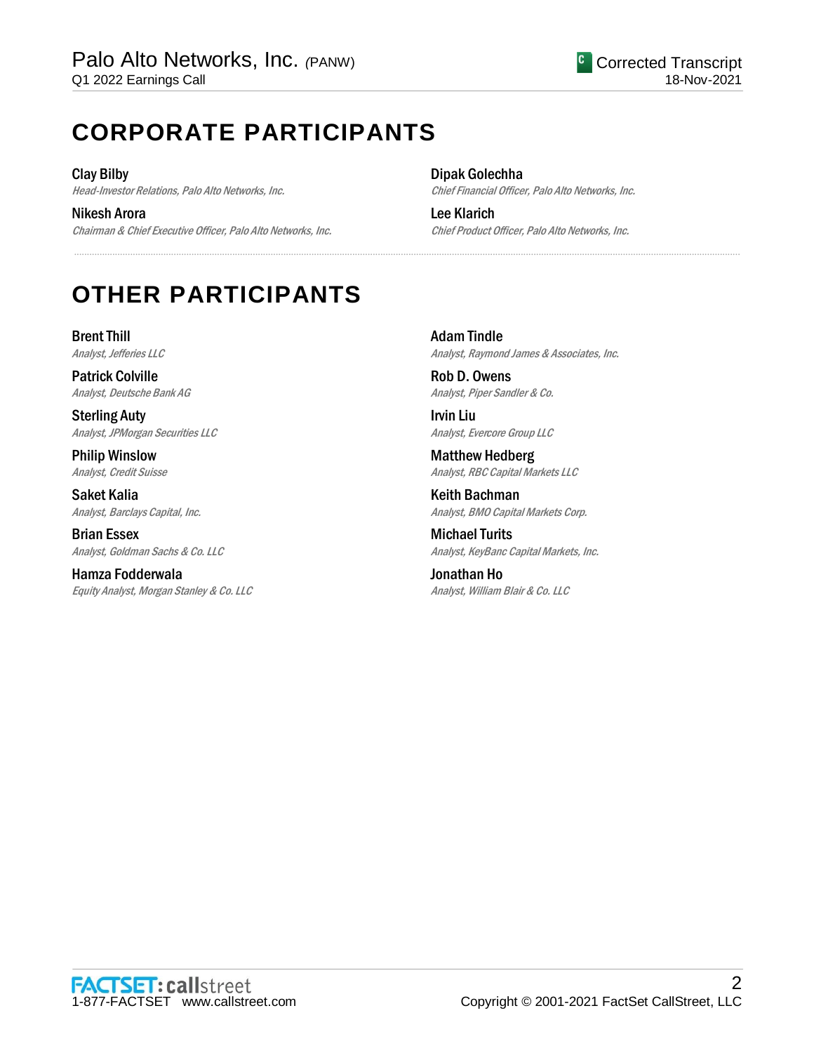# CORPORATE PARTICIPANTS

**Clay Bilby**
*Head-Investor Relations, Palo Alto Networks, Inc.*

**Nikesh Arora**
*Chairman & Chief Executive Officer, Palo Alto Networks, Inc.*

**Dipak Golechha**
*Chief Financial Officer, Palo Alto Networks, Inc.*

**Lee Klarich**
*Chief Product Officer, Palo Alto Networks, Inc.*

# OTHER PARTICIPANTS

**Brent Thill**
*Analyst, Jefferies LLC*

**Patrick Colville**
*Analyst, Deutsche Bank AG*

**Sterling Auty**
*Analyst, JPMorgan Securities LLC*

**Philip Winslow**
*Analyst, Credit Suisse*

**Saket Kalia**
*Analyst, Barclays Capital, Inc.*

**Brian Essex**
*Analyst, Goldman Sachs & Co. LLC*

**Hamza Fodderwala**
*Equity Analyst, Morgan Stanley & Co. LLC*

**Adam Tindle**
*Analyst, Raymond James & Associates, Inc.*

**Rob D. Owens**
*Analyst, Piper Sandler & Co.*

**Irvin Liu**
*Analyst, Evercore Group LLC*

**Matthew Hedberg**
*Analyst, RBC Capital Markets LLC*

**Keith Bachman**
*Analyst, BMO Capital Markets Corp.*

**Michael Turits**
*Analyst, KeyBanc Capital Markets, Inc.*

**Jonathan Ho**
*Analyst, William Blair & Co. LLC*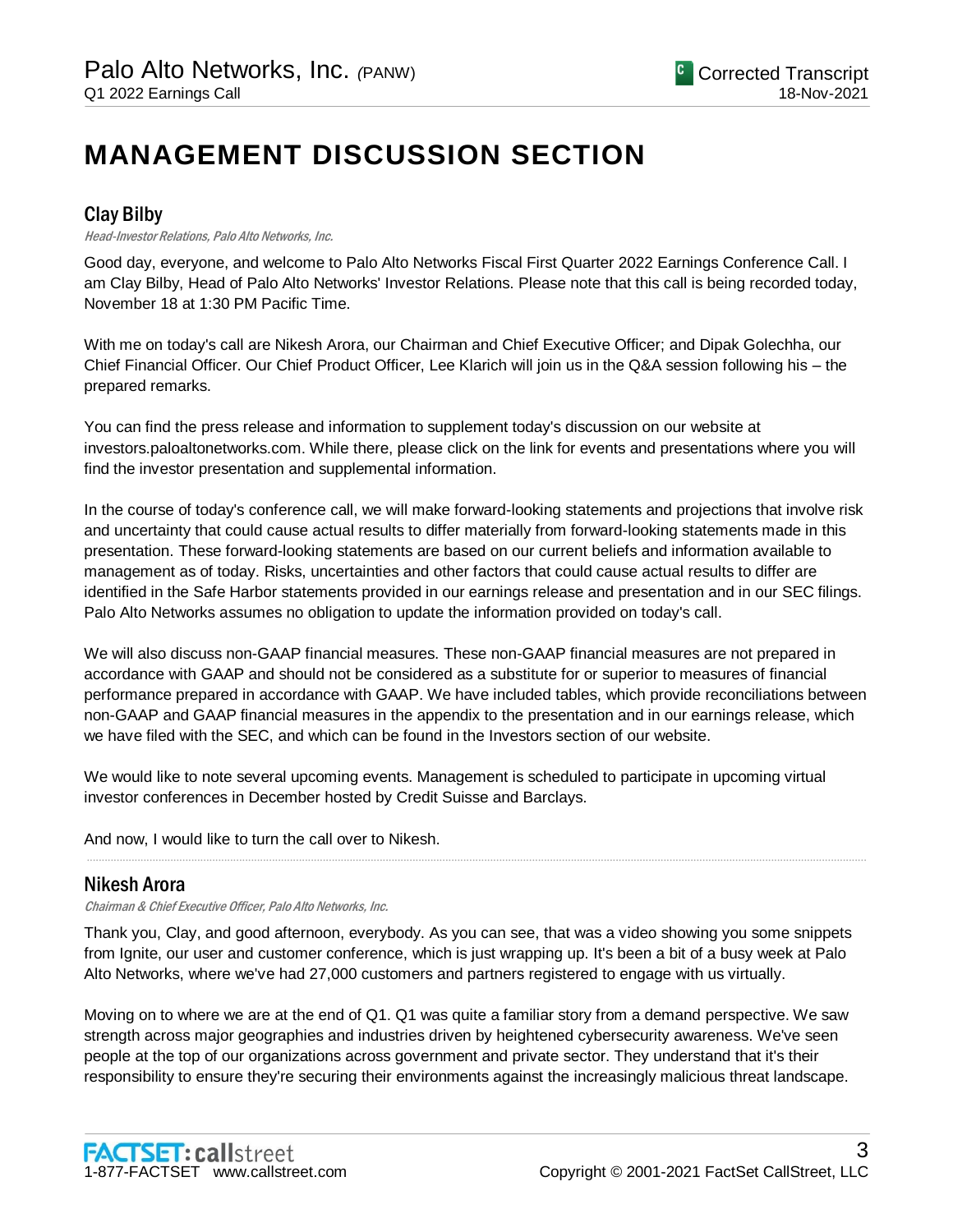# MANAGEMENT DISCUSSION SECTION

## Clay Bilby

*Head-Investor Relations, Palo Alto Networks, Inc.*

Good day, everyone, and welcome to Palo Alto Networks Fiscal First Quarter 2022 Earnings Conference Call. I am Clay Bilby, Head of Palo Alto Networks' Investor Relations. Please note that this call is being recorded today, November 18 at 1:30 PM Pacific Time.

With me on today's call are Nikesh Arora, our Chairman and Chief Executive Officer; and Dipak Golechha, our Chief Financial Officer. Our Chief Product Officer, Lee Klarich will join us in the Q&A session following his – the prepared remarks.

You can find the press release and information to supplement today's discussion on our website at investors.paloaltonetworks.com. While there, please click on the link for events and presentations where you will find the investor presentation and supplemental information.

In the course of today's conference call, we will make forward-looking statements and projections that involve risk and uncertainty that could cause actual results to differ materially from forward-looking statements made in this presentation. These forward-looking statements are based on our current beliefs and information available to management as of today. Risks, uncertainties and other factors that could cause actual results to differ are identified in the Safe Harbor statements provided in our earnings release and presentation and in our SEC filings. Palo Alto Networks assumes no obligation to update the information provided on today's call.

We will also discuss non-GAAP financial measures. These non-GAAP financial measures are not prepared in accordance with GAAP and should not be considered as a substitute for or superior to measures of financial performance prepared in accordance with GAAP. We have included tables, which provide reconciliations between non-GAAP and GAAP financial measures in the appendix to the presentation and in our earnings release, which we have filed with the SEC, and which can be found in the Investors section of our website.

We would like to note several upcoming events. Management is scheduled to participate in upcoming virtual investor conferences in December hosted by Credit Suisse and Barclays.

And now, I would like to turn the call over to Nikesh.

---

## Nikesh Arora

*Chairman & Chief Executive Officer, Palo Alto Networks, Inc.*

Thank you, Clay, and good afternoon, everybody. As you can see, that was a video showing you some snippets from Ignite, our user and customer conference, which is just wrapping up. It's been a bit of a busy week at Palo Alto Networks, where we've had 27,000 customers and partners registered to engage with us virtually.

Moving on to where we are at the end of Q1. Q1 was quite a familiar story from a demand perspective. We saw strength across major geographies and industries driven by heightened cybersecurity awareness. We've seen people at the top of our organizations across government and private sector. They understand that it's their responsibility to ensure they're securing their environments against the increasingly malicious threat landscape.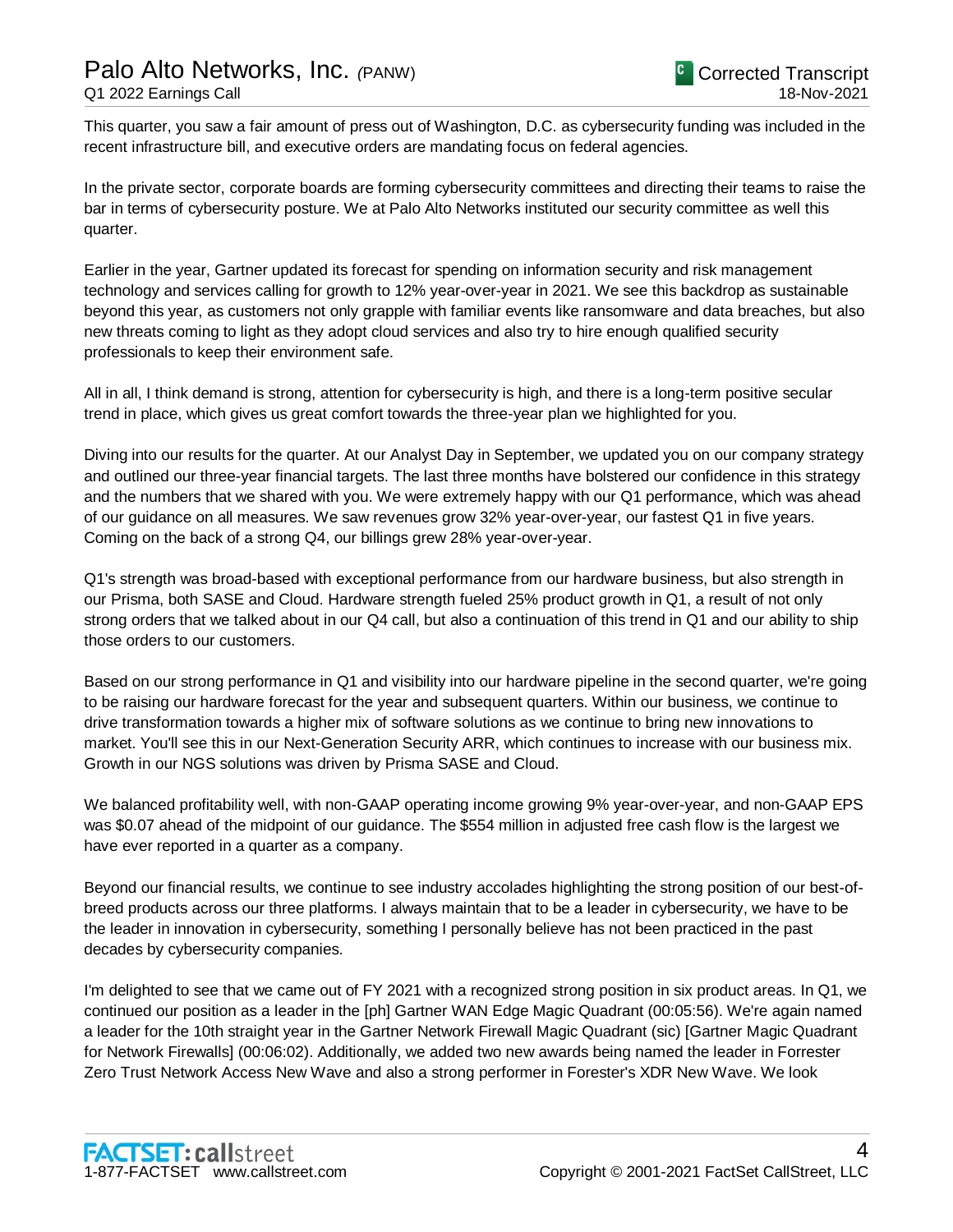This quarter, you saw a fair amount of press out of Washington, D.C. as cybersecurity funding was included in the recent infrastructure bill, and executive orders are mandating focus on federal agencies.

In the private sector, corporate boards are forming cybersecurity committees and directing their teams to raise the bar in terms of cybersecurity posture. We at Palo Alto Networks instituted our security committee as well this quarter.

Earlier in the year, Gartner updated its forecast for spending on information security and risk management technology and services calling for growth to 12% year-over-year in 2021. We see this backdrop as sustainable beyond this year, as customers not only grapple with familiar events like ransomware and data breaches, but also new threats coming to light as they adopt cloud services and also try to hire enough qualified security professionals to keep their environment safe.

All in all, I think demand is strong, attention for cybersecurity is high, and there is a long-term positive secular trend in place, which gives us great comfort towards the three-year plan we highlighted for you.

Diving into our results for the quarter. At our Analyst Day in September, we updated you on our company strategy and outlined our three-year financial targets. The last three months have bolstered our confidence in this strategy and the numbers that we shared with you. We were extremely happy with our Q1 performance, which was ahead of our guidance on all measures. We saw revenues grow 32% year-over-year, our fastest Q1 in five years. Coming on the back of a strong Q4, our billings grew 28% year-over-year.

Q1's strength was broad-based with exceptional performance from our hardware business, but also strength in our Prisma, both SASE and Cloud. Hardware strength fueled 25% product growth in Q1, a result of not only strong orders that we talked about in our Q4 call, but also a continuation of this trend in Q1 and our ability to ship those orders to our customers.

Based on our strong performance in Q1 and visibility into our hardware pipeline in the second quarter, we're going to be raising our hardware forecast for the year and subsequent quarters. Within our business, we continue to drive transformation towards a higher mix of software solutions as we continue to bring new innovations to market. You'll see this in our Next-Generation Security ARR, which continues to increase with our business mix. Growth in our NGS solutions was driven by Prisma SASE and Cloud.

We balanced profitability well, with non-GAAP operating income growing 9% year-over-year, and non-GAAP EPS was $0.07 ahead of the midpoint of our guidance. The $554 million in adjusted free cash flow is the largest we have ever reported in a quarter as a company.

Beyond our financial results, we continue to see industry accolades highlighting the strong position of our best-of-breed products across our three platforms. I always maintain that to be a leader in cybersecurity, we have to be the leader in innovation in cybersecurity, something I personally believe has not been practiced in the past decades by cybersecurity companies.

I'm delighted to see that we came out of FY 2021 with a recognized strong position in six product areas. In Q1, we continued our position as a leader in the [ph] Gartner WAN Edge Magic Quadrant (00:05:56). We're again named a leader for the 10th straight year in the Gartner Network Firewall Magic Quadrant (sic) [Gartner Magic Quadrant for Network Firewalls] (00:06:02). Additionally, we added two new awards being named the leader in Forrester Zero Trust Network Access New Wave and also a strong performer in Forester's XDR New Wave. We look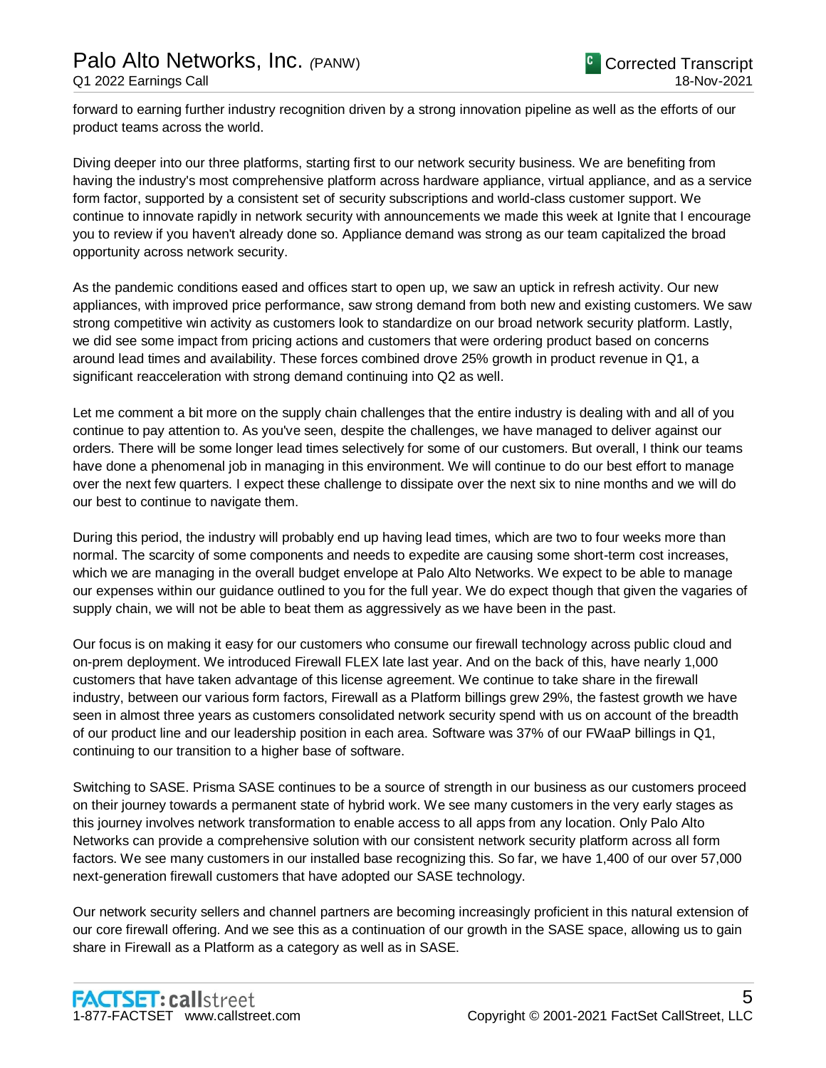forward to earning further industry recognition driven by a strong innovation pipeline as well as the efforts of our product teams across the world.

Diving deeper into our three platforms, starting first to our network security business. We are benefiting from having the industry's most comprehensive platform across hardware appliance, virtual appliance, and as a service form factor, supported by a consistent set of security subscriptions and world-class customer support. We continue to innovate rapidly in network security with announcements we made this week at Ignite that I encourage you to review if you haven't already done so. Appliance demand was strong as our team capitalized the broad opportunity across network security.

As the pandemic conditions eased and offices start to open up, we saw an uptick in refresh activity. Our new appliances, with improved price performance, saw strong demand from both new and existing customers. We saw strong competitive win activity as customers look to standardize on our broad network security platform. Lastly, we did see some impact from pricing actions and customers that were ordering product based on concerns around lead times and availability. These forces combined drove 25% growth in product revenue in Q1, a significant reacceleration with strong demand continuing into Q2 as well.

Let me comment a bit more on the supply chain challenges that the entire industry is dealing with and all of you continue to pay attention to. As you've seen, despite the challenges, we have managed to deliver against our orders. There will be some longer lead times selectively for some of our customers. But overall, I think our teams have done a phenomenal job in managing in this environment. We will continue to do our best effort to manage over the next few quarters. I expect these challenge to dissipate over the next six to nine months and we will do our best to continue to navigate them.

During this period, the industry will probably end up having lead times, which are two to four weeks more than normal. The scarcity of some components and needs to expedite are causing some short-term cost increases, which we are managing in the overall budget envelope at Palo Alto Networks. We expect to be able to manage our expenses within our guidance outlined to you for the full year. We do expect though that given the vagaries of supply chain, we will not be able to beat them as aggressively as we have been in the past.

Our focus is on making it easy for our customers who consume our firewall technology across public cloud and on-prem deployment. We introduced Firewall FLEX late last year. And on the back of this, have nearly 1,000 customers that have taken advantage of this license agreement. We continue to take share in the firewall industry, between our various form factors, Firewall as a Platform billings grew 29%, the fastest growth we have seen in almost three years as customers consolidated network security spend with us on account of the breadth of our product line and our leadership position in each area. Software was 37% of our FWaaP billings in Q1, continuing to our transition to a higher base of software.

Switching to SASE. Prisma SASE continues to be a source of strength in our business as our customers proceed on their journey towards a permanent state of hybrid work. We see many customers in the very early stages as this journey involves network transformation to enable access to all apps from any location. Only Palo Alto Networks can provide a comprehensive solution with our consistent network security platform across all form factors. We see many customers in our installed base recognizing this. So far, we have 1,400 of our over 57,000 next-generation firewall customers that have adopted our SASE technology.

Our network security sellers and channel partners are becoming increasingly proficient in this natural extension of our core firewall offering. And we see this as a continuation of our growth in the SASE space, allowing us to gain share in Firewall as a Platform as a category as well as in SASE.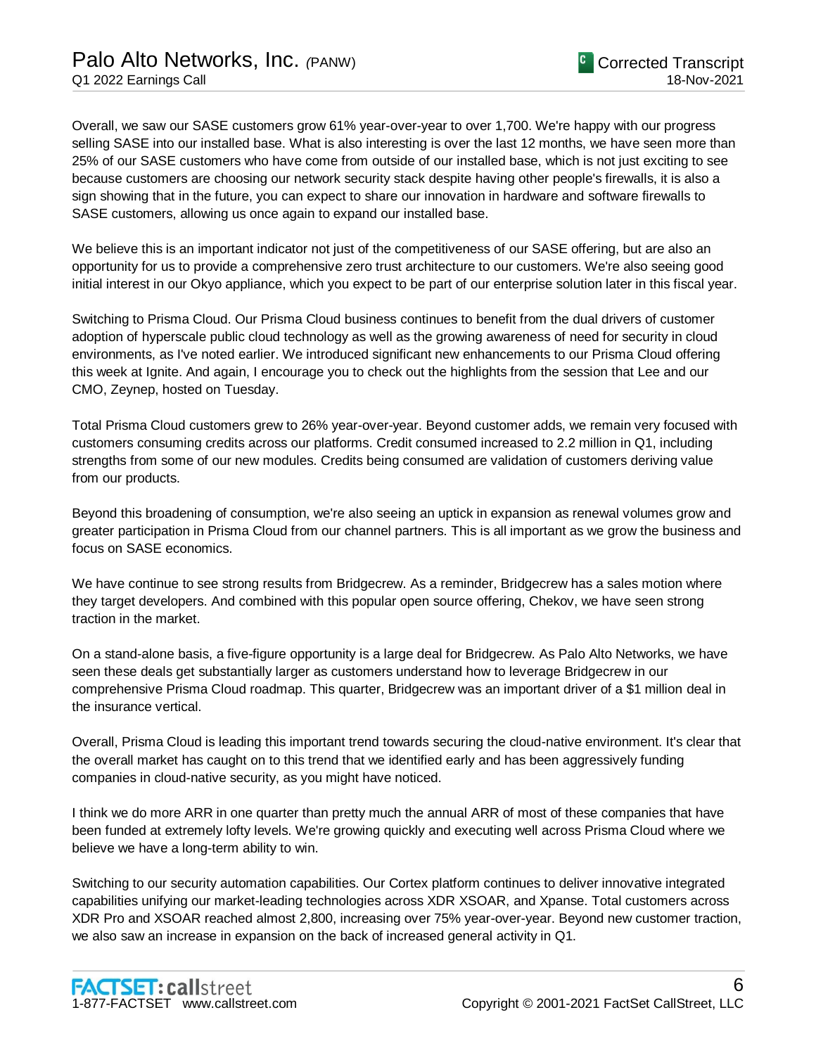Overall, we saw our SASE customers grow 61% year-over-year to over 1,700. We're happy with our progress selling SASE into our installed base. What is also interesting is over the last 12 months, we have seen more than 25% of our SASE customers who have come from outside of our installed base, which is not just exciting to see because customers are choosing our network security stack despite having other people's firewalls, it is also a sign showing that in the future, you can expect to share our innovation in hardware and software firewalls to SASE customers, allowing us once again to expand our installed base.

We believe this is an important indicator not just of the competitiveness of our SASE offering, but are also an opportunity for us to provide a comprehensive zero trust architecture to our customers. We're also seeing good initial interest in our Okyo appliance, which you expect to be part of our enterprise solution later in this fiscal year.

Switching to Prisma Cloud. Our Prisma Cloud business continues to benefit from the dual drivers of customer adoption of hyperscale public cloud technology as well as the growing awareness of need for security in cloud environments, as I've noted earlier. We introduced significant new enhancements to our Prisma Cloud offering this week at Ignite. And again, I encourage you to check out the highlights from the session that Lee and our CMO, Zeynep, hosted on Tuesday.

Total Prisma Cloud customers grew to 26% year-over-year. Beyond customer adds, we remain very focused with customers consuming credits across our platforms. Credit consumed increased to 2.2 million in Q1, including strengths from some of our new modules. Credits being consumed are validation of customers deriving value from our products.

Beyond this broadening of consumption, we're also seeing an uptick in expansion as renewal volumes grow and greater participation in Prisma Cloud from our channel partners. This is all important as we grow the business and focus on SASE economics.

We have continue to see strong results from Bridgecrew. As a reminder, Bridgecrew has a sales motion where they target developers. And combined with this popular open source offering, Chekov, we have seen strong traction in the market.

On a stand-alone basis, a five-figure opportunity is a large deal for Bridgecrew. As Palo Alto Networks, we have seen these deals get substantially larger as customers understand how to leverage Bridgecrew in our comprehensive Prisma Cloud roadmap. This quarter, Bridgecrew was an important driver of a $1 million deal in the insurance vertical.

Overall, Prisma Cloud is leading this important trend towards securing the cloud-native environment. It's clear that the overall market has caught on to this trend that we identified early and has been aggressively funding companies in cloud-native security, as you might have noticed.

I think we do more ARR in one quarter than pretty much the annual ARR of most of these companies that have been funded at extremely lofty levels. We're growing quickly and executing well across Prisma Cloud where we believe we have a long-term ability to win.

Switching to our security automation capabilities. Our Cortex platform continues to deliver innovative integrated capabilities unifying our market-leading technologies across XDR XSOAR, and Xpanse. Total customers across XDR Pro and XSOAR reached almost 2,800, increasing over 75% year-over-year. Beyond new customer traction, we also saw an increase in expansion on the back of increased general activity in Q1.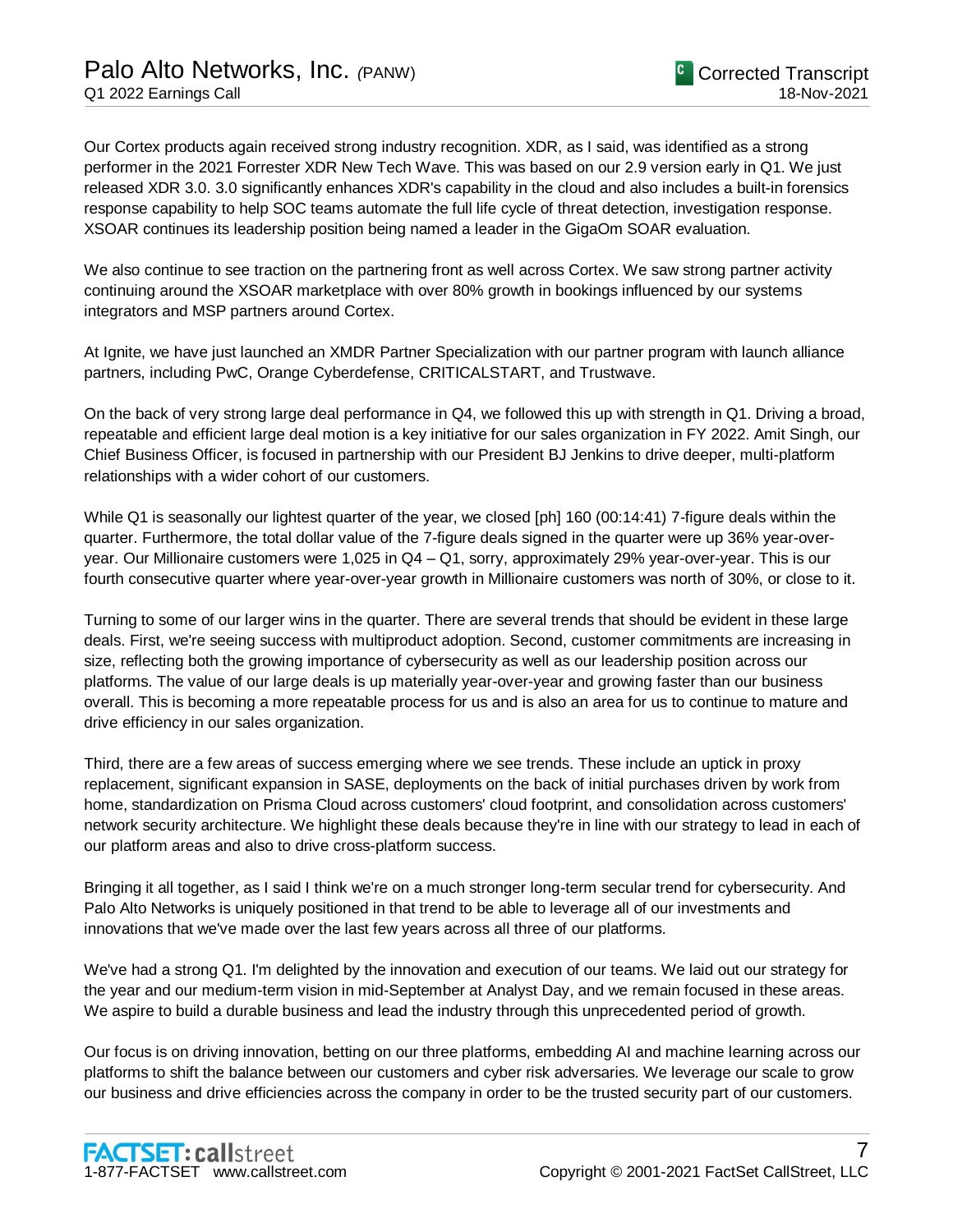Our Cortex products again received strong industry recognition. XDR, as I said, was identified as a strong performer in the 2021 Forrester XDR New Tech Wave. This was based on our 2.9 version early in Q1. We just released XDR 3.0. 3.0 significantly enhances XDR's capability in the cloud and also includes a built-in forensics response capability to help SOC teams automate the full life cycle of threat detection, investigation response. XSOAR continues its leadership position being named a leader in the GigaOm SOAR evaluation.

We also continue to see traction on the partnering front as well across Cortex. We saw strong partner activity continuing around the XSOAR marketplace with over 80% growth in bookings influenced by our systems integrators and MSP partners around Cortex.

At Ignite, we have just launched an XMDR Partner Specialization with our partner program with launch alliance partners, including PwC, Orange Cyberdefense, CRITICALSTART, and Trustwave.

On the back of very strong large deal performance in Q4, we followed this up with strength in Q1. Driving a broad, repeatable and efficient large deal motion is a key initiative for our sales organization in FY 2022. Amit Singh, our Chief Business Officer, is focused in partnership with our President BJ Jenkins to drive deeper, multi-platform relationships with a wider cohort of our customers.

While Q1 is seasonally our lightest quarter of the year, we closed [ph] 160 (00:14:41) 7-figure deals within the quarter. Furthermore, the total dollar value of the 7-figure deals signed in the quarter were up 36% year-over-year. Our Millionaire customers were 1,025 in Q4 – Q1, sorry, approximately 29% year-over-year. This is our fourth consecutive quarter where year-over-year growth in Millionaire customers was north of 30%, or close to it.

Turning to some of our larger wins in the quarter. There are several trends that should be evident in these large deals. First, we're seeing success with multiproduct adoption. Second, customer commitments are increasing in size, reflecting both the growing importance of cybersecurity as well as our leadership position across our platforms. The value of our large deals is up materially year-over-year and growing faster than our business overall. This is becoming a more repeatable process for us and is also an area for us to continue to mature and drive efficiency in our sales organization.

Third, there are a few areas of success emerging where we see trends. These include an uptick in proxy replacement, significant expansion in SASE, deployments on the back of initial purchases driven by work from home, standardization on Prisma Cloud across customers' cloud footprint, and consolidation across customers' network security architecture. We highlight these deals because they're in line with our strategy to lead in each of our platform areas and also to drive cross-platform success.

Bringing it all together, as I said I think we're on a much stronger long-term secular trend for cybersecurity. And Palo Alto Networks is uniquely positioned in that trend to be able to leverage all of our investments and innovations that we've made over the last few years across all three of our platforms.

We've had a strong Q1. I'm delighted by the innovation and execution of our teams. We laid out our strategy for the year and our medium-term vision in mid-September at Analyst Day, and we remain focused in these areas. We aspire to build a durable business and lead the industry through this unprecedented period of growth.

Our focus is on driving innovation, betting on our three platforms, embedding AI and machine learning across our platforms to shift the balance between our customers and cyber risk adversaries. We leverage our scale to grow our business and drive efficiencies across the company in order to be the trusted security part of our customers.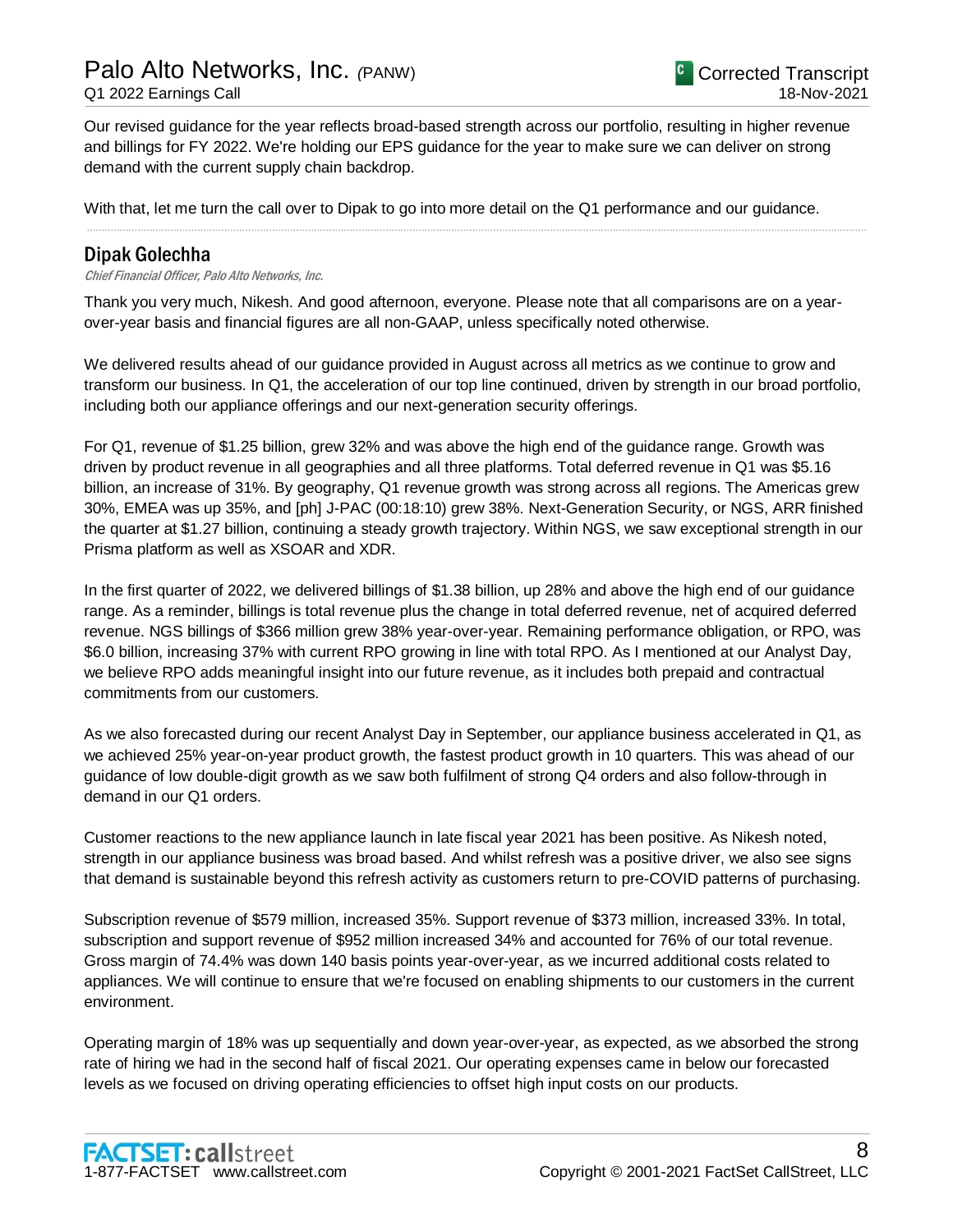Our revised guidance for the year reflects broad-based strength across our portfolio, resulting in higher revenue and billings for FY 2022. We're holding our EPS guidance for the year to make sure we can deliver on strong demand with the current supply chain backdrop.

With that, let me turn the call over to Dipak to go into more detail on the Q1 performance and our guidance.

## Dipak Golechha

*Chief Financial Officer, Palo Alto Networks, Inc.*

Thank you very much, Nikesh. And good afternoon, everyone. Please note that all comparisons are on a year-over-year basis and financial figures are all non-GAAP, unless specifically noted otherwise.

We delivered results ahead of our guidance provided in August across all metrics as we continue to grow and transform our business. In Q1, the acceleration of our top line continued, driven by strength in our broad portfolio, including both our appliance offerings and our next-generation security offerings.

For Q1, revenue of $1.25 billion, grew 32% and was above the high end of the guidance range. Growth was driven by product revenue in all geographies and all three platforms. Total deferred revenue in Q1 was $5.16 billion, an increase of 31%. By geography, Q1 revenue growth was strong across all regions. The Americas grew 30%, EMEA was up 35%, and [ph] J-PAC (00:18:10) grew 38%. Next-Generation Security, or NGS, ARR finished the quarter at $1.27 billion, continuing a steady growth trajectory. Within NGS, we saw exceptional strength in our Prisma platform as well as XSOAR and XDR.

In the first quarter of 2022, we delivered billings of $1.38 billion, up 28% and above the high end of our guidance range. As a reminder, billings is total revenue plus the change in total deferred revenue, net of acquired deferred revenue. NGS billings of $366 million grew 38% year-over-year. Remaining performance obligation, or RPO, was $6.0 billion, increasing 37% with current RPO growing in line with total RPO. As I mentioned at our Analyst Day, we believe RPO adds meaningful insight into our future revenue, as it includes both prepaid and contractual commitments from our customers.

As we also forecasted during our recent Analyst Day in September, our appliance business accelerated in Q1, as we achieved 25% year-on-year product growth, the fastest product growth in 10 quarters. This was ahead of our guidance of low double-digit growth as we saw both fulfilment of strong Q4 orders and also follow-through in demand in our Q1 orders.

Customer reactions to the new appliance launch in late fiscal year 2021 has been positive. As Nikesh noted, strength in our appliance business was broad based. And whilst refresh was a positive driver, we also see signs that demand is sustainable beyond this refresh activity as customers return to pre-COVID patterns of purchasing.

Subscription revenue of $579 million, increased 35%. Support revenue of $373 million, increased 33%. In total, subscription and support revenue of $952 million increased 34% and accounted for 76% of our total revenue. Gross margin of 74.4% was down 140 basis points year-over-year, as we incurred additional costs related to appliances. We will continue to ensure that we're focused on enabling shipments to our customers in the current environment.

Operating margin of 18% was up sequentially and down year-over-year, as expected, as we absorbed the strong rate of hiring we had in the second half of fiscal 2021. Our operating expenses came in below our forecasted levels as we focused on driving operating efficiencies to offset high input costs on our products.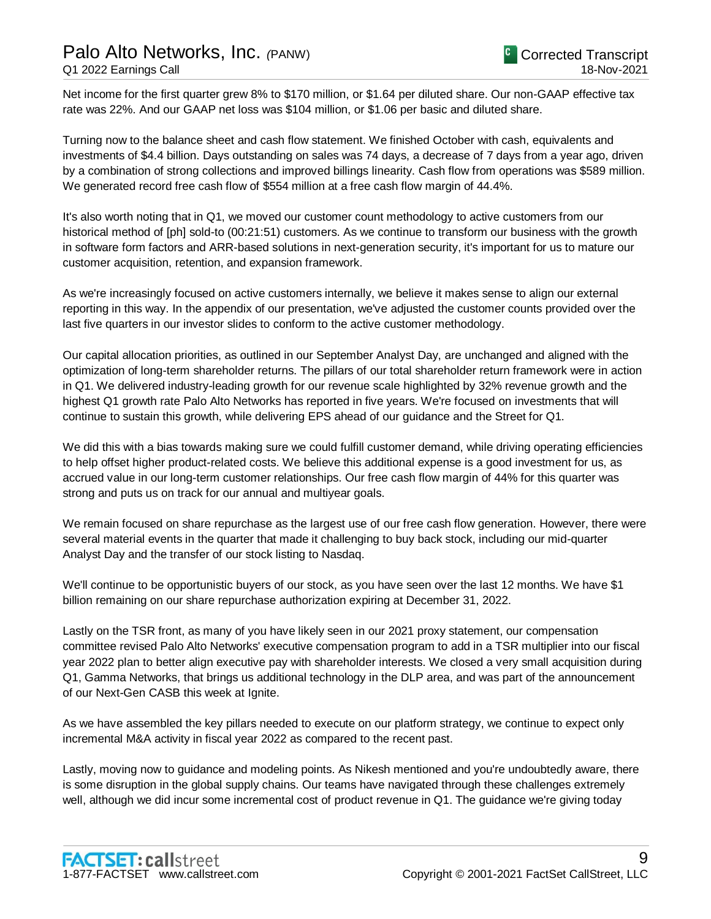Net income for the first quarter grew 8% to $170 million, or $1.64 per diluted share. Our non-GAAP effective tax rate was 22%. And our GAAP net loss was $104 million, or $1.06 per basic and diluted share.

Turning now to the balance sheet and cash flow statement. We finished October with cash, equivalents and investments of $4.4 billion. Days outstanding on sales was 74 days, a decrease of 7 days from a year ago, driven by a combination of strong collections and improved billings linearity. Cash flow from operations was $589 million. We generated record free cash flow of $554 million at a free cash flow margin of 44.4%.

It's also worth noting that in Q1, we moved our customer count methodology to active customers from our historical method of [ph] sold-to (00:21:51) customers. As we continue to transform our business with the growth in software form factors and ARR-based solutions in next-generation security, it's important for us to mature our customer acquisition, retention, and expansion framework.

As we're increasingly focused on active customers internally, we believe it makes sense to align our external reporting in this way. In the appendix of our presentation, we've adjusted the customer counts provided over the last five quarters in our investor slides to conform to the active customer methodology.

Our capital allocation priorities, as outlined in our September Analyst Day, are unchanged and aligned with the optimization of long-term shareholder returns. The pillars of our total shareholder return framework were in action in Q1. We delivered industry-leading growth for our revenue scale highlighted by 32% revenue growth and the highest Q1 growth rate Palo Alto Networks has reported in five years. We're focused on investments that will continue to sustain this growth, while delivering EPS ahead of our guidance and the Street for Q1.

We did this with a bias towards making sure we could fulfill customer demand, while driving operating efficiencies to help offset higher product-related costs. We believe this additional expense is a good investment for us, as accrued value in our long-term customer relationships. Our free cash flow margin of 44% for this quarter was strong and puts us on track for our annual and multiyear goals.

We remain focused on share repurchase as the largest use of our free cash flow generation. However, there were several material events in the quarter that made it challenging to buy back stock, including our mid-quarter Analyst Day and the transfer of our stock listing to Nasdaq.

We'll continue to be opportunistic buyers of our stock, as you have seen over the last 12 months. We have $1 billion remaining on our share repurchase authorization expiring at December 31, 2022.

Lastly on the TSR front, as many of you have likely seen in our 2021 proxy statement, our compensation committee revised Palo Alto Networks' executive compensation program to add in a TSR multiplier into our fiscal year 2022 plan to better align executive pay with shareholder interests. We closed a very small acquisition during Q1, Gamma Networks, that brings us additional technology in the DLP area, and was part of the announcement of our Next-Gen CASB this week at Ignite.

As we have assembled the key pillars needed to execute on our platform strategy, we continue to expect only incremental M&A activity in fiscal year 2022 as compared to the recent past.

Lastly, moving now to guidance and modeling points. As Nikesh mentioned and you're undoubtedly aware, there is some disruption in the global supply chains. Our teams have navigated through these challenges extremely well, although we did incur some incremental cost of product revenue in Q1. The guidance we're giving today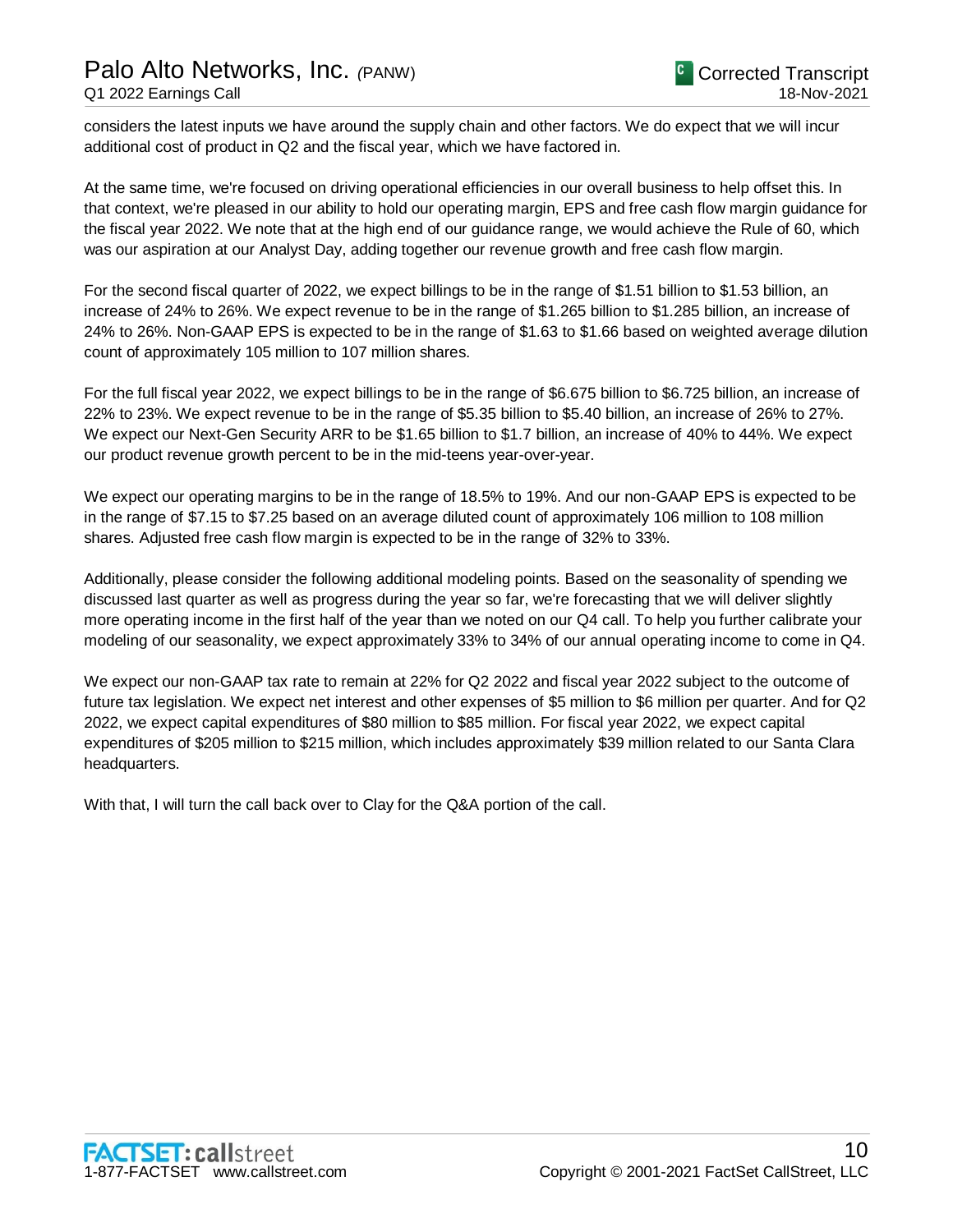considers the latest inputs we have around the supply chain and other factors. We do expect that we will incur additional cost of product in Q2 and the fiscal year, which we have factored in.

At the same time, we're focused on driving operational efficiencies in our overall business to help offset this. In that context, we're pleased in our ability to hold our operating margin, EPS and free cash flow margin guidance for the fiscal year 2022. We note that at the high end of our guidance range, we would achieve the Rule of 60, which was our aspiration at our Analyst Day, adding together our revenue growth and free cash flow margin.

For the second fiscal quarter of 2022, we expect billings to be in the range of $1.51 billion to $1.53 billion, an increase of 24% to 26%. We expect revenue to be in the range of $1.265 billion to $1.285 billion, an increase of 24% to 26%. Non-GAAP EPS is expected to be in the range of $1.63 to $1.66 based on weighted average dilution count of approximately 105 million to 107 million shares.

For the full fiscal year 2022, we expect billings to be in the range of $6.675 billion to $6.725 billion, an increase of 22% to 23%. We expect revenue to be in the range of $5.35 billion to $5.40 billion, an increase of 26% to 27%. We expect our Next-Gen Security ARR to be $1.65 billion to $1.7 billion, an increase of 40% to 44%. We expect our product revenue growth percent to be in the mid-teens year-over-year.

We expect our operating margins to be in the range of 18.5% to 19%. And our non-GAAP EPS is expected to be in the range of $7.15 to $7.25 based on an average diluted count of approximately 106 million to 108 million shares. Adjusted free cash flow margin is expected to be in the range of 32% to 33%.

Additionally, please consider the following additional modeling points. Based on the seasonality of spending we discussed last quarter as well as progress during the year so far, we're forecasting that we will deliver slightly more operating income in the first half of the year than we noted on our Q4 call. To help you further calibrate your modeling of our seasonality, we expect approximately 33% to 34% of our annual operating income to come in Q4.

We expect our non-GAAP tax rate to remain at 22% for Q2 2022 and fiscal year 2022 subject to the outcome of future tax legislation. We expect net interest and other expenses of $5 million to $6 million per quarter. And for Q2 2022, we expect capital expenditures of $80 million to $85 million. For fiscal year 2022, we expect capital expenditures of $205 million to $215 million, which includes approximately $39 million related to our Santa Clara headquarters.

With that, I will turn the call back over to Clay for the Q&A portion of the call.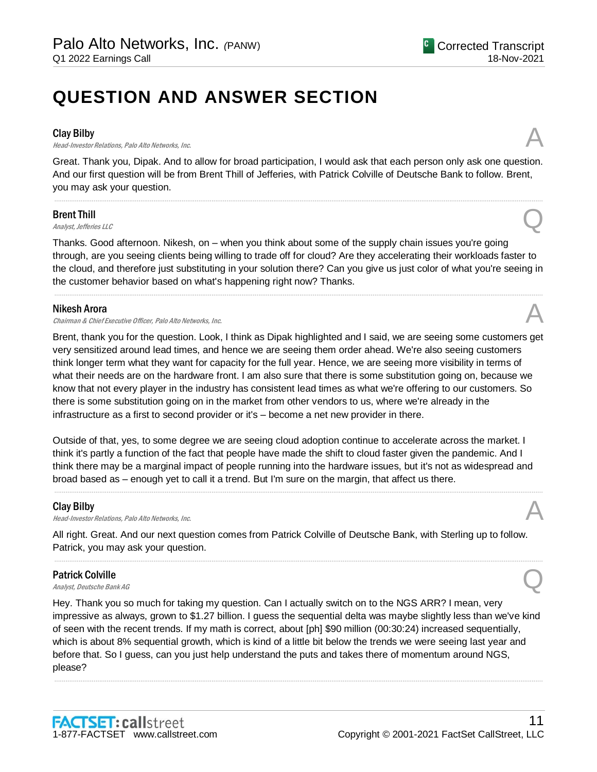# QUESTION AND ANSWER SECTION

**Clay Bilby**
*Head-Investor Relations, Palo Alto Networks, Inc.*

A

Great. Thank you, Dipak. And to allow for broad participation, I would ask that each person only ask one question. And our first question will be from Brent Thill of Jefferies, with Patrick Colville of Deutsche Bank to follow. Brent, you may ask your question.

---

**Brent Thill**
*Analyst, Jefferies LLC*

Q

Thanks. Good afternoon. Nikesh, on – when you think about some of the supply chain issues you're going through, are you seeing clients being willing to trade off for cloud? Are they accelerating their workloads faster to the cloud, and therefore just substituting in your solution there? Can you give us just color of what you're seeing in the customer behavior based on what's happening right now? Thanks.

---

**Nikesh Arora**
*Chairman & Chief Executive Officer, Palo Alto Networks, Inc.*

A

Brent, thank you for the question. Look, I think as Dipak highlighted and I said, we are seeing some customers get very sensitized around lead times, and hence we are seeing them order ahead. We're also seeing customers think longer term what they want for capacity for the full year. Hence, we are seeing more visibility in terms of what their needs are on the hardware front. I am also sure that there is some substitution going on, because we know that not every player in the industry has consistent lead times as what we're offering to our customers. So there is some substitution going on in the market from other vendors to us, where we're already in the infrastructure as a first to second provider or it's – become a net new provider in there.

Outside of that, yes, to some degree we are seeing cloud adoption continue to accelerate across the market. I think it's partly a function of the fact that people have made the shift to cloud faster given the pandemic. And I think there may be a marginal impact of people running into the hardware issues, but it's not as widespread and broad based as – enough yet to call it a trend. But I'm sure on the margin, that affect us there.

---

**Clay Bilby**
*Head-Investor Relations, Palo Alto Networks, Inc.*

A

All right. Great. And our next question comes from Patrick Colville of Deutsche Bank, with Sterling up to follow. Patrick, you may ask your question.

---

**Patrick Colville**
*Analyst, Deutsche Bank AG*

Q

Hey. Thank you so much for taking my question. Can I actually switch on to the NGS ARR? I mean, very impressive as always, grown to $1.27 billion. I guess the sequential delta was maybe slightly less than we've kind of seen with the recent trends. If my math is correct, about [ph] $90 million (00:30:24) increased sequentially, which is about 8% sequential growth, which is kind of a little bit below the trends we were seeing last year and before that. So I guess, can you just help understand the puts and takes there of momentum around NGS, please?

---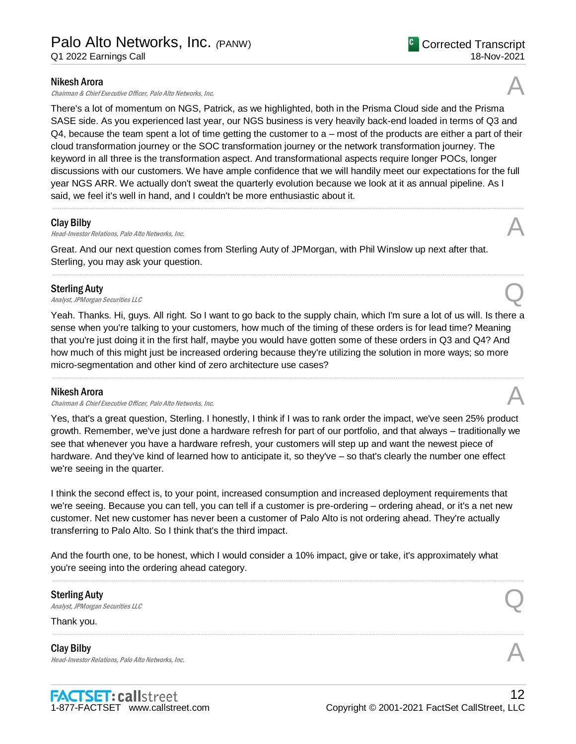**Nikesh Arora**
*Chairman & Chief Executive Officer, Palo Alto Networks, Inc.*

A

There's a lot of momentum on NGS, Patrick, as we highlighted, both in the Prisma Cloud side and the Prisma SASE side. As you experienced last year, our NGS business is very heavily back-end loaded in terms of Q3 and Q4, because the team spent a lot of time getting the customer to a – most of the products are either a part of their cloud transformation journey or the SOC transformation journey or the network transformation journey. The keyword in all three is the transformation aspect. And transformational aspects require longer POCs, longer discussions with our customers. We have ample confidence that we will handily meet our expectations for the full year NGS ARR. We actually don't sweat the quarterly evolution because we look at it as annual pipeline. As I said, we feel it's well in hand, and I couldn't be more enthusiastic about it.

---

**Clay Bilby**
*Head-Investor Relations, Palo Alto Networks, Inc.*

A

Great. And our next question comes from Sterling Auty of JPMorgan, with Phil Winslow up next after that. Sterling, you may ask your question.

---

**Sterling Auty**
*Analyst, JPMorgan Securities LLC*

Q

Yeah. Thanks. Hi, guys. All right. So I want to go back to the supply chain, which I'm sure a lot of us will. Is there a sense when you're talking to your customers, how much of the timing of these orders is for lead time? Meaning that you're just doing it in the first half, maybe you would have gotten some of these orders in Q3 and Q4? And how much of this might just be increased ordering because they're utilizing the solution in more ways; so more micro-segmentation and other kind of zero architecture use cases?

---

**Nikesh Arora**
*Chairman & Chief Executive Officer, Palo Alto Networks, Inc.*

A

Yes, that's a great question, Sterling. I honestly, I think if I was to rank order the impact, we've seen 25% product growth. Remember, we've just done a hardware refresh for part of our portfolio, and that always – traditionally we see that whenever you have a hardware refresh, your customers will step up and want the newest piece of hardware. And they've kind of learned how to anticipate it, so they've – so that's clearly the number one effect we're seeing in the quarter.

I think the second effect is, to your point, increased consumption and increased deployment requirements that we're seeing. Because you can tell, you can tell if a customer is pre-ordering – ordering ahead, or it's a net new customer. Net new customer has never been a customer of Palo Alto is not ordering ahead. They're actually transferring to Palo Alto. So I think that's the third impact.

And the fourth one, to be honest, which I would consider a 10% impact, give or take, it's approximately what you're seeing into the ordering ahead category.

---

**Sterling Auty**
*Analyst, JPMorgan Securities LLC*

Q

Thank you.

---

**Clay Bilby**
*Head-Investor Relations, Palo Alto Networks, Inc.*

A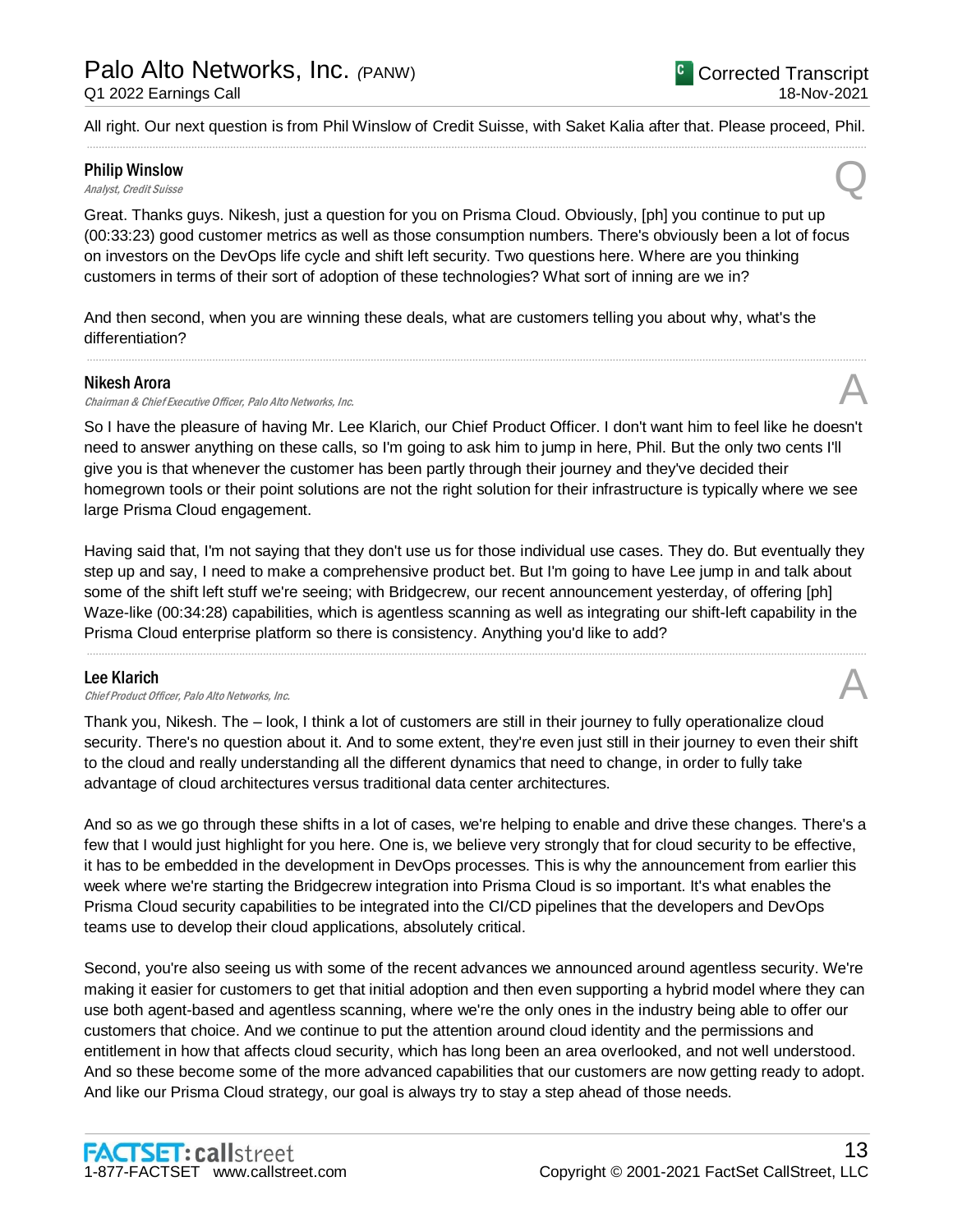All right. Our next question is from Phil Winslow of Credit Suisse, with Saket Kalia after that. Please proceed, Phil.

**Philip Winslow**
*Analyst, Credit Suisse*

Q

Great. Thanks guys. Nikesh, just a question for you on Prisma Cloud. Obviously, [ph] you continue to put up (00:33:23) good customer metrics as well as those consumption numbers. There's obviously been a lot of focus on investors on the DevOps life cycle and shift left security. Two questions here. Where are you thinking customers in terms of their sort of adoption of these technologies? What sort of inning are we in?

And then second, when you are winning these deals, what are customers telling you about why, what's the differentiation?

**Nikesh Arora**
*Chairman & Chief Executive Officer, Palo Alto Networks, Inc.*

A

So I have the pleasure of having Mr. Lee Klarich, our Chief Product Officer. I don't want him to feel like he doesn't need to answer anything on these calls, so I'm going to ask him to jump in here, Phil. But the only two cents I'll give you is that whenever the customer has been partly through their journey and they've decided their homegrown tools or their point solutions are not the right solution for their infrastructure is typically where we see large Prisma Cloud engagement.

Having said that, I'm not saying that they don't use us for those individual use cases. They do. But eventually they step up and say, I need to make a comprehensive product bet. But I'm going to have Lee jump in and talk about some of the shift left stuff we're seeing; with Bridgecrew, our recent announcement yesterday, of offering [ph] Waze-like (00:34:28) capabilities, which is agentless scanning as well as integrating our shift-left capability in the Prisma Cloud enterprise platform so there is consistency. Anything you'd like to add?

**Lee Klarich**
*Chief Product Officer, Palo Alto Networks, Inc.*

A

Thank you, Nikesh. The – look, I think a lot of customers are still in their journey to fully operationalize cloud security. There's no question about it. And to some extent, they're even just still in their journey to even their shift to the cloud and really understanding all the different dynamics that need to change, in order to fully take advantage of cloud architectures versus traditional data center architectures.

And so as we go through these shifts in a lot of cases, we're helping to enable and drive these changes. There's a few that I would just highlight for you here. One is, we believe very strongly that for cloud security to be effective, it has to be embedded in the development in DevOps processes. This is why the announcement from earlier this week where we're starting the Bridgecrew integration into Prisma Cloud is so important. It's what enables the Prisma Cloud security capabilities to be integrated into the CI/CD pipelines that the developers and DevOps teams use to develop their cloud applications, absolutely critical.

Second, you're also seeing us with some of the recent advances we announced around agentless security. We're making it easier for customers to get that initial adoption and then even supporting a hybrid model where they can use both agent-based and agentless scanning, where we're the only ones in the industry being able to offer our customers that choice. And we continue to put the attention around cloud identity and the permissions and entitlement in how that affects cloud security, which has long been an area overlooked, and not well understood. And so these become some of the more advanced capabilities that our customers are now getting ready to adopt. And like our Prisma Cloud strategy, our goal is always try to stay a step ahead of those needs.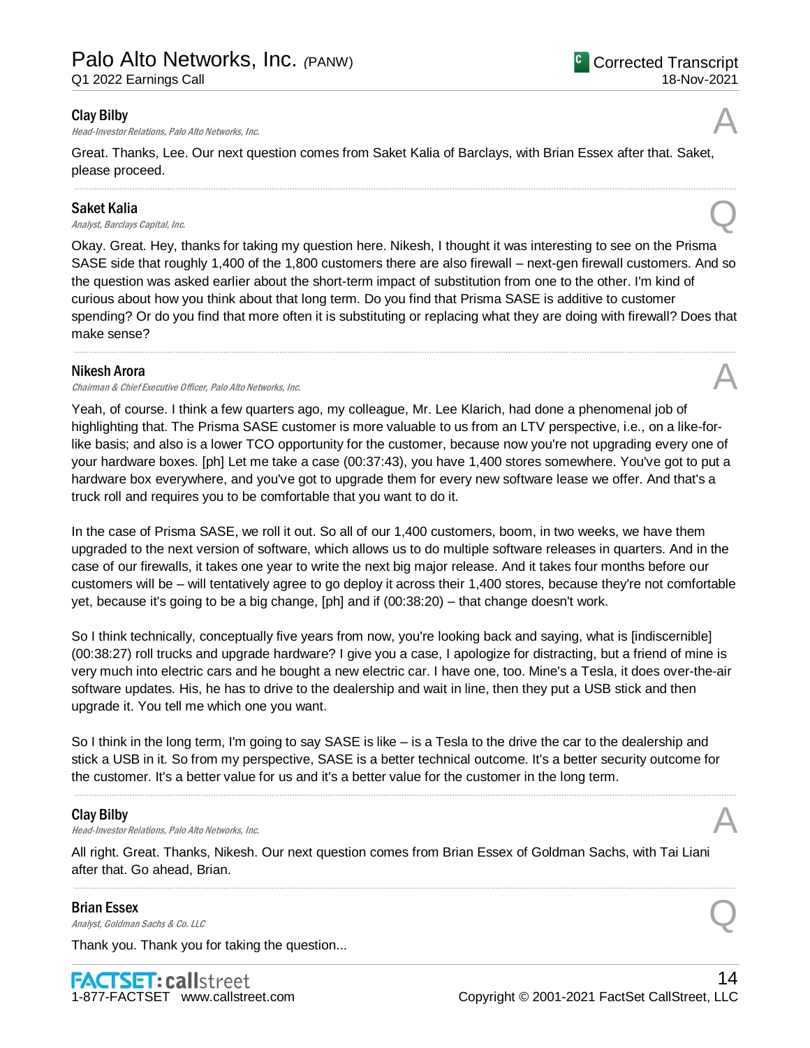**Clay Bilby**
*Head-Investor Relations, Palo Alto Networks, Inc.*

A

Great. Thanks, Lee. Our next question comes from Saket Kalia of Barclays, with Brian Essex after that. Saket, please proceed.

---

**Saket Kalia**
*Analyst, Barclays Capital, Inc.*

Q

Okay. Great. Hey, thanks for taking my question here. Nikesh, I thought it was interesting to see on the Prisma SASE side that roughly 1,400 of the 1,800 customers there are also firewall – next-gen firewall customers. And so the question was asked earlier about the short-term impact of substitution from one to the other. I'm kind of curious about how you think about that long term. Do you find that Prisma SASE is additive to customer spending? Or do you find that more often it is substituting or replacing what they are doing with firewall? Does that make sense?

---

**Nikesh Arora**
*Chairman & Chief Executive Officer, Palo Alto Networks, Inc.*

A

Yeah, of course. I think a few quarters ago, my colleague, Mr. Lee Klarich, had done a phenomenal job of highlighting that. The Prisma SASE customer is more valuable to us from an LTV perspective, i.e., on a like-for-like basis; and also is a lower TCO opportunity for the customer, because now you're not upgrading every one of your hardware boxes. [ph] Let me take a case (00:37:43), you have 1,400 stores somewhere. You've got to put a hardware box everywhere, and you've got to upgrade them for every new software lease we offer. And that's a truck roll and requires you to be comfortable that you want to do it.

In the case of Prisma SASE, we roll it out. So all of our 1,400 customers, boom, in two weeks, we have them upgraded to the next version of software, which allows us to do multiple software releases in quarters. And in the case of our firewalls, it takes one year to write the next big major release. And it takes four months before our customers will be – will tentatively agree to go deploy it across their 1,400 stores, because they're not comfortable yet, because it's going to be a big change, [ph] and if (00:38:20) – that change doesn't work.

So I think technically, conceptually five years from now, you're looking back and saying, what is [indiscernible] (00:38:27) roll trucks and upgrade hardware? I give you a case, I apologize for distracting, but a friend of mine is very much into electric cars and he bought a new electric car. I have one, too. Mine's a Tesla, it does over-the-air software updates. His, he has to drive to the dealership and wait in line, then they put a USB stick and then upgrade it. You tell me which one you want.

So I think in the long term, I'm going to say SASE is like – is a Tesla to the drive the car to the dealership and stick a USB in it. So from my perspective, SASE is a better technical outcome. It's a better security outcome for the customer. It's a better value for us and it's a better value for the customer in the long term.

---

**Clay Bilby**
*Head-Investor Relations, Palo Alto Networks, Inc.*

A

All right. Great. Thanks, Nikesh. Our next question comes from Brian Essex of Goldman Sachs, with Tai Liani after that. Go ahead, Brian.

---

**Brian Essex**
*Analyst, Goldman Sachs & Co. LLC*

Q

Thank you. Thank you for taking the question...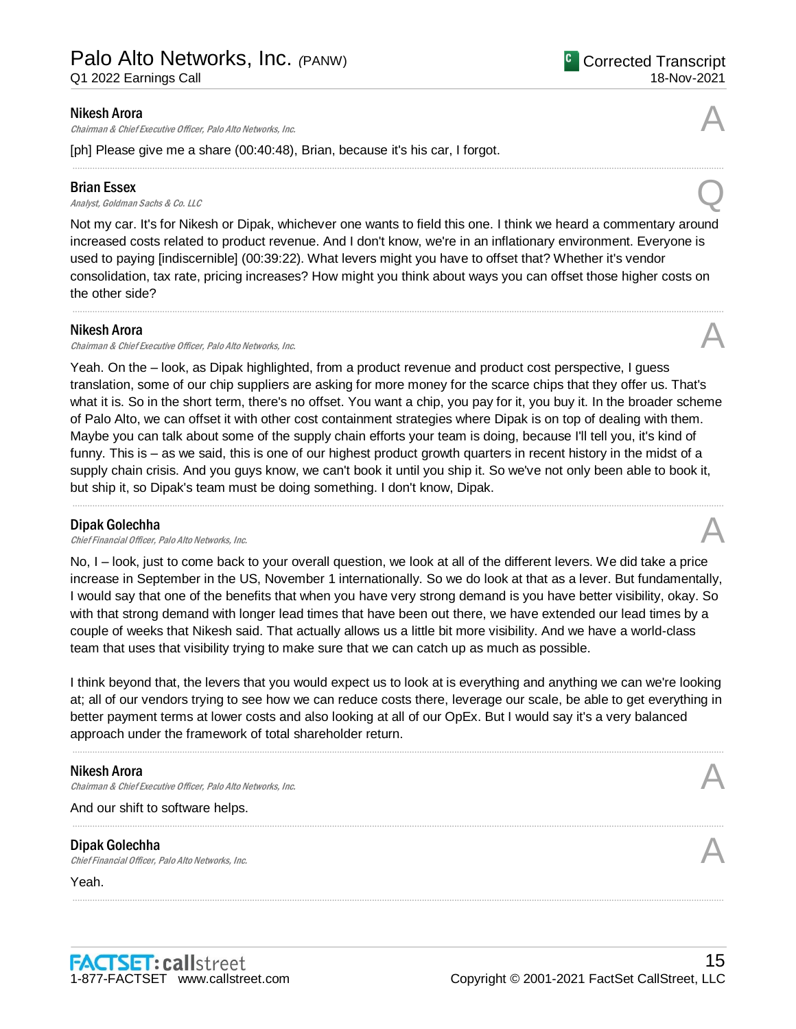**Nikesh Arora**
*Chairman & Chief Executive Officer, Palo Alto Networks, Inc.*

A

[ph] Please give me a share (00:40:48), Brian, because it's his car, I forgot.

---

**Brian Essex**
*Analyst, Goldman Sachs & Co. LLC*

Q

Not my car. It's for Nikesh or Dipak, whichever one wants to field this one. I think we heard a commentary around increased costs related to product revenue. And I don't know, we're in an inflationary environment. Everyone is used to paying [indiscernible] (00:39:22). What levers might you have to offset that? Whether it's vendor consolidation, tax rate, pricing increases? How might you think about ways you can offset those higher costs on the other side?

---

**Nikesh Arora**
*Chairman & Chief Executive Officer, Palo Alto Networks, Inc.*

A

Yeah. On the – look, as Dipak highlighted, from a product revenue and product cost perspective, I guess translation, some of our chip suppliers are asking for more money for the scarce chips that they offer us. That's what it is. So in the short term, there's no offset. You want a chip, you pay for it, you buy it. In the broader scheme of Palo Alto, we can offset it with other cost containment strategies where Dipak is on top of dealing with them. Maybe you can talk about some of the supply chain efforts your team is doing, because I'll tell you, it's kind of funny. This is – as we said, this is one of our highest product growth quarters in recent history in the midst of a supply chain crisis. And you guys know, we can't book it until you ship it. So we've not only been able to book it, but ship it, so Dipak's team must be doing something. I don't know, Dipak.

---

**Dipak Golechha**
*Chief Financial Officer, Palo Alto Networks, Inc.*

A

No, I – look, just to come back to your overall question, we look at all of the different levers. We did take a price increase in September in the US, November 1 internationally. So we do look at that as a lever. But fundamentally, I would say that one of the benefits that when you have very strong demand is you have better visibility, okay. So with that strong demand with longer lead times that have been out there, we have extended our lead times by a couple of weeks that Nikesh said. That actually allows us a little bit more visibility. And we have a world-class team that uses that visibility trying to make sure that we can catch up as much as possible.

I think beyond that, the levers that you would expect us to look at is everything and anything we can we're looking at; all of our vendors trying to see how we can reduce costs there, leverage our scale, be able to get everything in better payment terms at lower costs and also looking at all of our OpEx. But I would say it's a very balanced approach under the framework of total shareholder return.

---

**Nikesh Arora**
*Chairman & Chief Executive Officer, Palo Alto Networks, Inc.*

A

And our shift to software helps.

---

**Dipak Golechha**
*Chief Financial Officer, Palo Alto Networks, Inc.*

A

Yeah.

---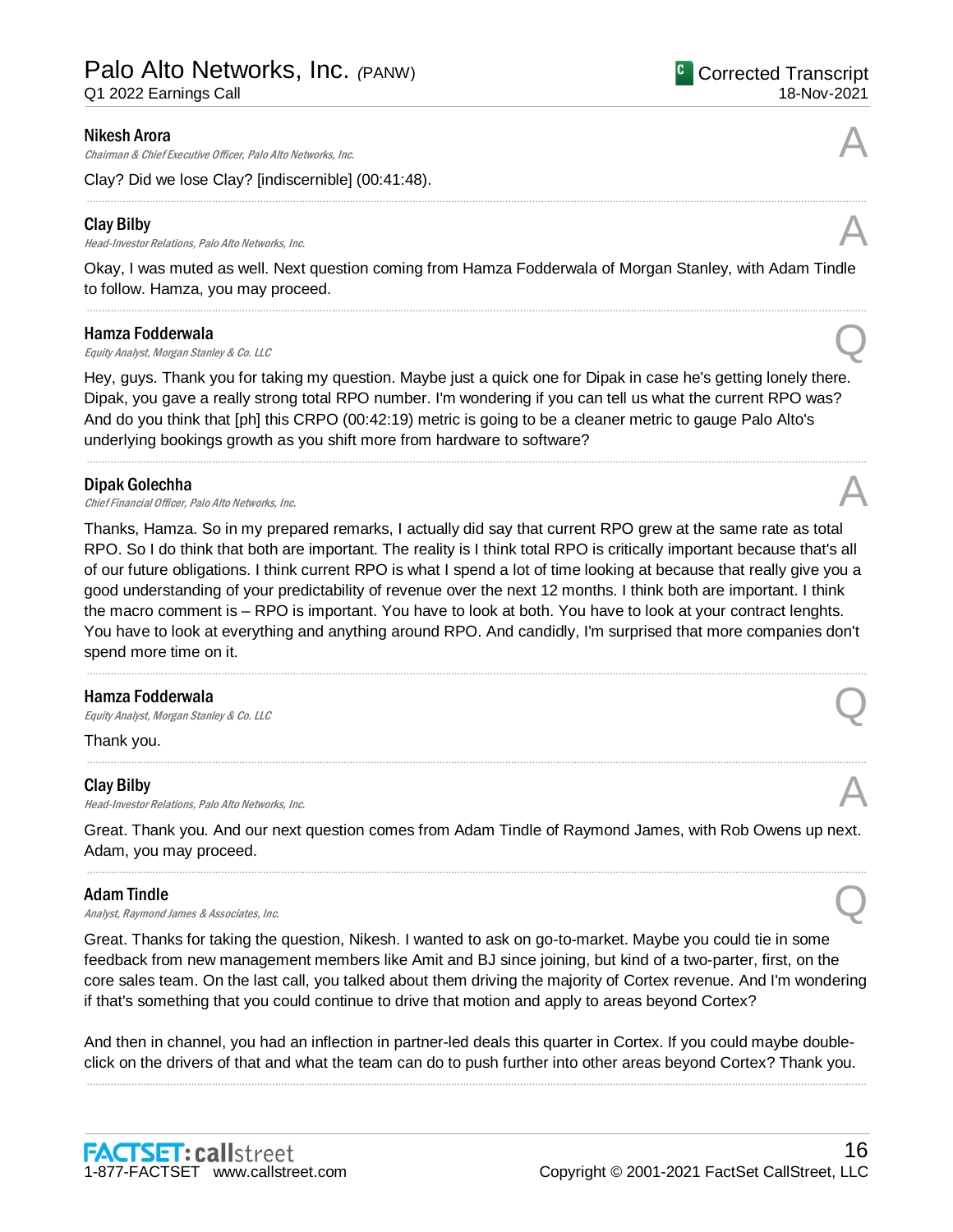**Nikesh Arora**

*Chairman & Chief Executive Officer, Palo Alto Networks, Inc.*

A

Clay? Did we lose Clay? [indiscernible] (00:41:48).

---

**Clay Bilby**

*Head-Investor Relations, Palo Alto Networks, Inc.*

A

Okay, I was muted as well. Next question coming from Hamza Fodderwala of Morgan Stanley, with Adam Tindle to follow. Hamza, you may proceed.

---

**Hamza Fodderwala**

*Equity Analyst, Morgan Stanley & Co. LLC*

Q

Hey, guys. Thank you for taking my question. Maybe just a quick one for Dipak in case he's getting lonely there. Dipak, you gave a really strong total RPO number. I'm wondering if you can tell us what the current RPO was? And do you think that [ph] this CRPO (00:42:19) metric is going to be a cleaner metric to gauge Palo Alto's underlying bookings growth as you shift more from hardware to software?

---

**Dipak Golechha**

*Chief Financial Officer, Palo Alto Networks, Inc.*

A

Thanks, Hamza. So in my prepared remarks, I actually did say that current RPO grew at the same rate as total RPO. So I do think that both are important. The reality is I think total RPO is critically important because that's all of our future obligations. I think current RPO is what I spend a lot of time looking at because that really give you a good understanding of your predictability of revenue over the next 12 months. I think both are important. I think the macro comment is – RPO is important. You have to look at both. You have to look at your contract lenghts. You have to look at everything and anything around RPO. And candidly, I'm surprised that more companies don't spend more time on it.

---

**Hamza Fodderwala**

*Equity Analyst, Morgan Stanley & Co. LLC*

Q

Thank you.

---

**Clay Bilby**

*Head-Investor Relations, Palo Alto Networks, Inc.*

A

Great. Thank you. And our next question comes from Adam Tindle of Raymond James, with Rob Owens up next. Adam, you may proceed.

---

**Adam Tindle**

*Analyst, Raymond James & Associates, Inc.*

Q

Great. Thanks for taking the question, Nikesh. I wanted to ask on go-to-market. Maybe you could tie in some feedback from new management members like Amit and BJ since joining, but kind of a two-parter, first, on the core sales team. On the last call, you talked about them driving the majority of Cortex revenue. And I'm wondering if that's something that you could continue to drive that motion and apply to areas beyond Cortex?

And then in channel, you had an inflection in partner-led deals this quarter in Cortex. If you could maybe double-click on the drivers of that and what the team can do to push further into other areas beyond Cortex? Thank you.

---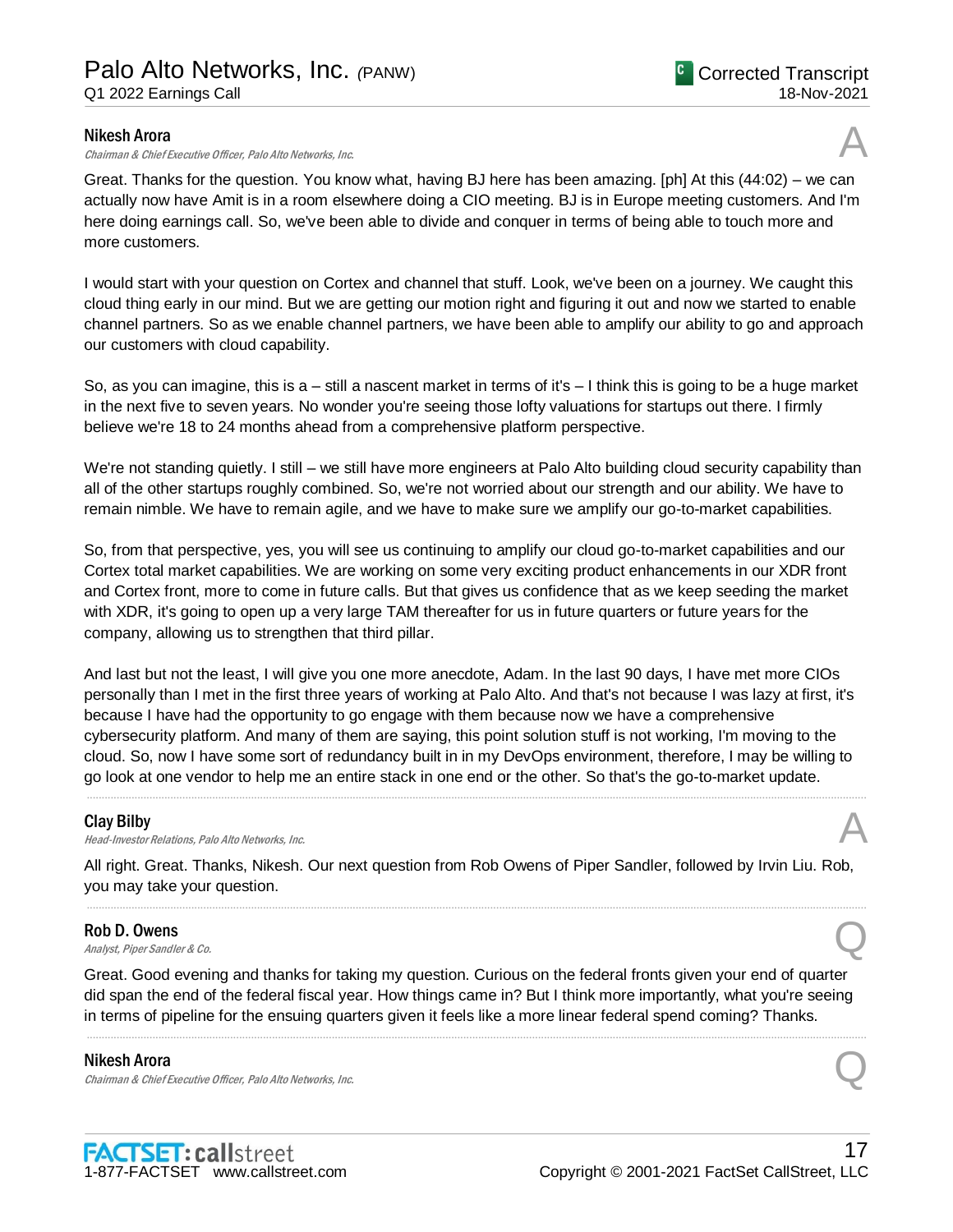**Nikesh Arora**
*Chairman & Chief Executive Officer, Palo Alto Networks, Inc.*

A

Great. Thanks for the question. You know what, having BJ here has been amazing. [ph] At this (44:02) – we can actually now have Amit is in a room elsewhere doing a CIO meeting. BJ is in Europe meeting customers. And I'm here doing earnings call. So, we've been able to divide and conquer in terms of being able to touch more and more customers.

I would start with your question on Cortex and channel that stuff. Look, we've been on a journey. We caught this cloud thing early in our mind. But we are getting our motion right and figuring it out and now we started to enable channel partners. So as we enable channel partners, we have been able to amplify our ability to go and approach our customers with cloud capability.

So, as you can imagine, this is a – still a nascent market in terms of it's – I think this is going to be a huge market in the next five to seven years. No wonder you're seeing those lofty valuations for startups out there. I firmly believe we're 18 to 24 months ahead from a comprehensive platform perspective.

We're not standing quietly. I still – we still have more engineers at Palo Alto building cloud security capability than all of the other startups roughly combined. So, we're not worried about our strength and our ability. We have to remain nimble. We have to remain agile, and we have to make sure we amplify our go-to-market capabilities.

So, from that perspective, yes, you will see us continuing to amplify our cloud go-to-market capabilities and our Cortex total market capabilities. We are working on some very exciting product enhancements in our XDR front and Cortex front, more to come in future calls. But that gives us confidence that as we keep seeding the market with XDR, it's going to open up a very large TAM thereafter for us in future quarters or future years for the company, allowing us to strengthen that third pillar.

And last but not the least, I will give you one more anecdote, Adam. In the last 90 days, I have met more CIOs personally than I met in the first three years of working at Palo Alto. And that's not because I was lazy at first, it's because I have had the opportunity to go engage with them because now we have a comprehensive cybersecurity platform. And many of them are saying, this point solution stuff is not working, I'm moving to the cloud. So, now I have some sort of redundancy built in in my DevOps environment, therefore, I may be willing to go look at one vendor to help me an entire stack in one end or the other. So that's the go-to-market update.

---

**Clay Bilby**
*Head-Investor Relations, Palo Alto Networks, Inc.*

A

All right. Great. Thanks, Nikesh. Our next question from Rob Owens of Piper Sandler, followed by Irvin Liu. Rob, you may take your question.

---

**Rob D. Owens**
*Analyst, Piper Sandler & Co.*

Q

Great. Good evening and thanks for taking my question. Curious on the federal fronts given your end of quarter did span the end of the federal fiscal year. How things came in? But I think more importantly, what you're seeing in terms of pipeline for the ensuing quarters given it feels like a more linear federal spend coming? Thanks.

---

**Nikesh Arora**
*Chairman & Chief Executive Officer, Palo Alto Networks, Inc.*

Q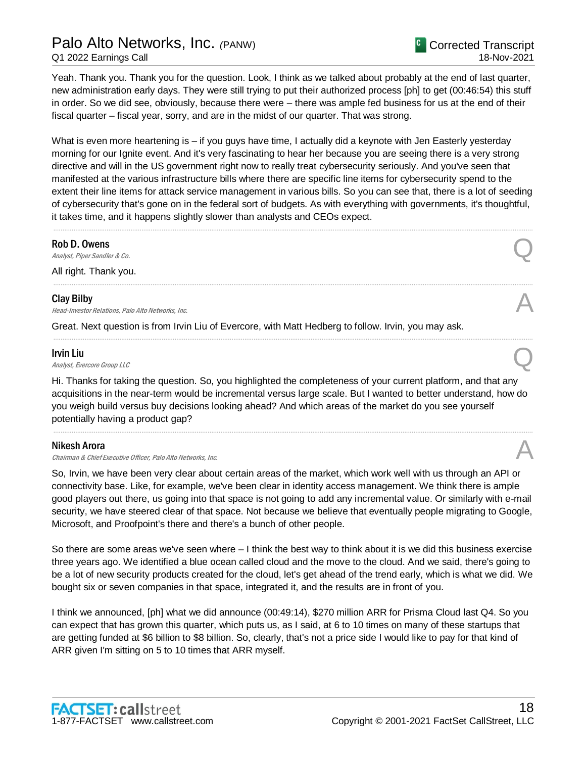Yeah. Thank you. Thank you for the question. Look, I think as we talked about probably at the end of last quarter, new administration early days. They were still trying to put their authorized process [ph] to get (00:46:54) this stuff in order. So we did see, obviously, because there were – there was ample fed business for us at the end of their fiscal quarter – fiscal year, sorry, and are in the midst of our quarter. That was strong.

What is even more heartening is – if you guys have time, I actually did a keynote with Jen Easterly yesterday morning for our Ignite event. And it's very fascinating to hear her because you are seeing there is a very strong directive and will in the US government right now to really treat cybersecurity seriously. And you've seen that manifested at the various infrastructure bills where there are specific line items for cybersecurity spend to the extent their line items for attack service management in various bills. So you can see that, there is a lot of seeding of cybersecurity that's gone on in the federal sort of budgets. As with everything with governments, it's thoughtful, it takes time, and it happens slightly slower than analysts and CEOs expect.

---

**Rob D. Owens**
*Analyst, Piper Sandler & Co.*

**Q**

All right. Thank you.

---

**Clay Bilby**
*Head-Investor Relations, Palo Alto Networks, Inc.*

**A**

Great. Next question is from Irvin Liu of Evercore, with Matt Hedberg to follow. Irvin, you may ask.

---

**Irvin Liu**
*Analyst, Evercore Group LLC*

**Q**

Hi. Thanks for taking the question. So, you highlighted the completeness of your current platform, and that any acquisitions in the near-term would be incremental versus large scale. But I wanted to better understand, how do you weigh build versus buy decisions looking ahead? And which areas of the market do you see yourself potentially having a product gap?

---

**Nikesh Arora**
*Chairman & Chief Executive Officer, Palo Alto Networks, Inc.*

**A**

So, Irvin, we have been very clear about certain areas of the market, which work well with us through an API or connectivity base. Like, for example, we've been clear in identity access management. We think there is ample good players out there, us going into that space is not going to add any incremental value. Or similarly with e-mail security, we have steered clear of that space. Not because we believe that eventually people migrating to Google, Microsoft, and Proofpoint's there and there's a bunch of other people.

So there are some areas we've seen where – I think the best way to think about it is we did this business exercise three years ago. We identified a blue ocean called cloud and the move to the cloud. And we said, there's going to be a lot of new security products created for the cloud, let's get ahead of the trend early, which is what we did. We bought six or seven companies in that space, integrated it, and the results are in front of you.

I think we announced, [ph] what we did announce (00:49:14), $270 million ARR for Prisma Cloud last Q4. So you can expect that has grown this quarter, which puts us, as I said, at 6 to 10 times on many of these startups that are getting funded at $6 billion to $8 billion. So, clearly, that's not a price side I would like to pay for that kind of ARR given I'm sitting on 5 to 10 times that ARR myself.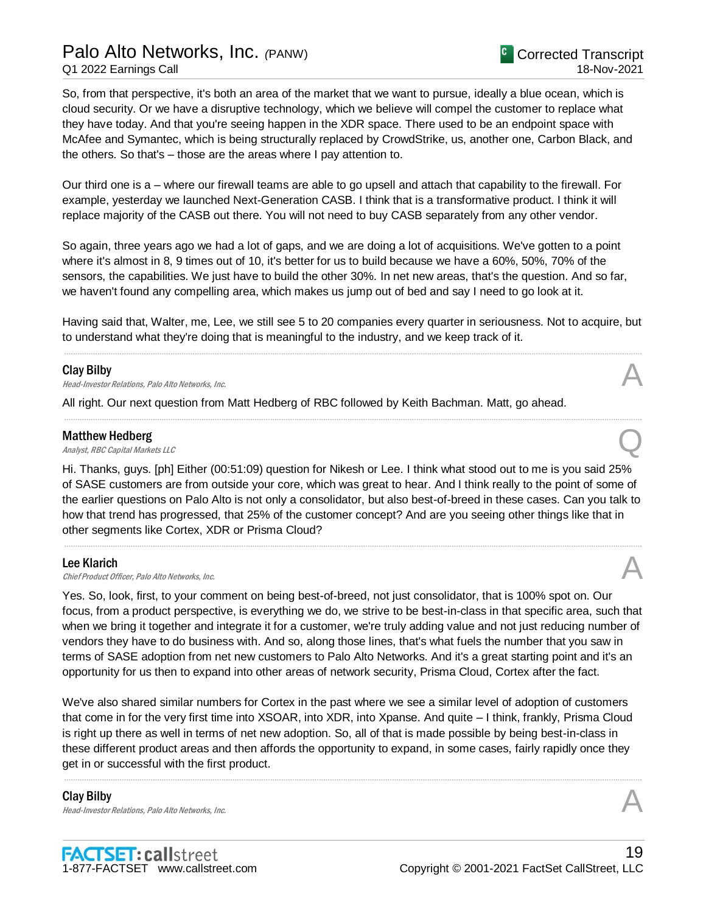So, from that perspective, it's both an area of the market that we want to pursue, ideally a blue ocean, which is cloud security. Or we have a disruptive technology, which we believe will compel the customer to replace what they have today. And that you're seeing happen in the XDR space. There used to be an endpoint space with McAfee and Symantec, which is being structurally replaced by CrowdStrike, us, another one, Carbon Black, and the others. So that's – those are the areas where I pay attention to.

Our third one is a – where our firewall teams are able to go upsell and attach that capability to the firewall. For example, yesterday we launched Next-Generation CASB. I think that is a transformative product. I think it will replace majority of the CASB out there. You will not need to buy CASB separately from any other vendor.

So again, three years ago we had a lot of gaps, and we are doing a lot of acquisitions. We've gotten to a point where it's almost in 8, 9 times out of 10, it's better for us to build because we have a 60%, 50%, 70% of the sensors, the capabilities. We just have to build the other 30%. In net new areas, that's the question. And so far, we haven't found any compelling area, which makes us jump out of bed and say I need to go look at it.

Having said that, Walter, me, Lee, we still see 5 to 20 companies every quarter in seriousness. Not to acquire, but to understand what they're doing that is meaningful to the industry, and we keep track of it.

---

**Clay Bilby** — A
*Head-Investor Relations, Palo Alto Networks, Inc.*

All right. Our next question from Matt Hedberg of RBC followed by Keith Bachman. Matt, go ahead.

---

**Matthew Hedberg** — Q
*Analyst, RBC Capital Markets LLC*

Hi. Thanks, guys. [ph] Either (00:51:09) question for Nikesh or Lee. I think what stood out to me is you said 25% of SASE customers are from outside your core, which was great to hear. And I think really to the point of some of the earlier questions on Palo Alto is not only a consolidator, but also best-of-breed in these cases. Can you talk to how that trend has progressed, that 25% of the customer concept? And are you seeing other things like that in other segments like Cortex, XDR or Prisma Cloud?

---

**Lee Klarich** — A
*Chief Product Officer, Palo Alto Networks, Inc.*

Yes. So, look, first, to your comment on being best-of-breed, not just consolidator, that is 100% spot on. Our focus, from a product perspective, is everything we do, we strive to be best-in-class in that specific area, such that when we bring it together and integrate it for a customer, we're truly adding value and not just reducing number of vendors they have to do business with. And so, along those lines, that's what fuels the number that you saw in terms of SASE adoption from net new customers to Palo Alto Networks. And it's a great starting point and it's an opportunity for us then to expand into other areas of network security, Prisma Cloud, Cortex after the fact.

We've also shared similar numbers for Cortex in the past where we see a similar level of adoption of customers that come in for the very first time into XSOAR, into XDR, into Xpanse. And quite – I think, frankly, Prisma Cloud is right up there as well in terms of net new adoption. So, all of that is made possible by being best-in-class in these different product areas and then affords the opportunity to expand, in some cases, fairly rapidly once they get in or successful with the first product.

---

**Clay Bilby** — A
*Head-Investor Relations, Palo Alto Networks, Inc.*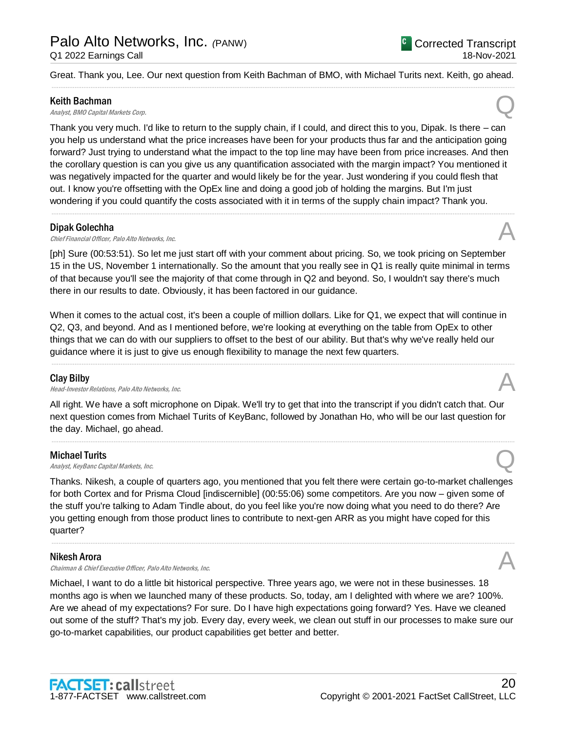Great. Thank you, Lee. Our next question from Keith Bachman of BMO, with Michael Turits next. Keith, go ahead.

---

**Keith Bachman**
*Analyst, BMO Capital Markets Corp.* **Q**

Thank you very much. I'd like to return to the supply chain, if I could, and direct this to you, Dipak. Is there – can you help us understand what the price increases have been for your products thus far and the anticipation going forward? Just trying to understand what the impact to the top line may have been from price increases. And then the corollary question is can you give us any quantification associated with the margin impact? You mentioned it was negatively impacted for the quarter and would likely be for the year. Just wondering if you could flesh that out. I know you're offsetting with the OpEx line and doing a good job of holding the margins. But I'm just wondering if you could quantify the costs associated with it in terms of the supply chain impact? Thank you.

---

**Dipak Golechha**
*Chief Financial Officer, Palo Alto Networks, Inc.* **A**

[ph] Sure (00:53:51). So let me just start off with your comment about pricing. So, we took pricing on September 15 in the US, November 1 internationally. So the amount that you really see in Q1 is really quite minimal in terms of that because you'll see the majority of that come through in Q2 and beyond. So, I wouldn't say there's much there in our results to date. Obviously, it has been factored in our guidance.

When it comes to the actual cost, it's been a couple of million dollars. Like for Q1, we expect that will continue in Q2, Q3, and beyond. And as I mentioned before, we're looking at everything on the table from OpEx to other things that we can do with our suppliers to offset to the best of our ability. But that's why we've really held our guidance where it is just to give us enough flexibility to manage the next few quarters.

---

**Clay Bilby**
*Head-Investor Relations, Palo Alto Networks, Inc.* **A**

All right. We have a soft microphone on Dipak. We'll try to get that into the transcript if you didn't catch that. Our next question comes from Michael Turits of KeyBanc, followed by Jonathan Ho, who will be our last question for the day. Michael, go ahead.

---

**Michael Turits**
*Analyst, KeyBanc Capital Markets, Inc.* **Q**

Thanks. Nikesh, a couple of quarters ago, you mentioned that you felt there were certain go-to-market challenges for both Cortex and for Prisma Cloud [indiscernible] (00:55:06) some competitors. Are you now – given some of the stuff you're talking to Adam Tindle about, do you feel like you're now doing what you need to do there? Are you getting enough from those product lines to contribute to next-gen ARR as you might have coped for this quarter?

---

**Nikesh Arora**
*Chairman & Chief Executive Officer, Palo Alto Networks, Inc.* **A**

Michael, I want to do a little bit historical perspective. Three years ago, we were not in these businesses. 18 months ago is when we launched many of these products. So, today, am I delighted with where we are? 100%. Are we ahead of my expectations? For sure. Do I have high expectations going forward? Yes. Have we cleaned out some of the stuff? That's my job. Every day, every week, we clean out stuff in our processes to make sure our go-to-market capabilities, our product capabilities get better and better.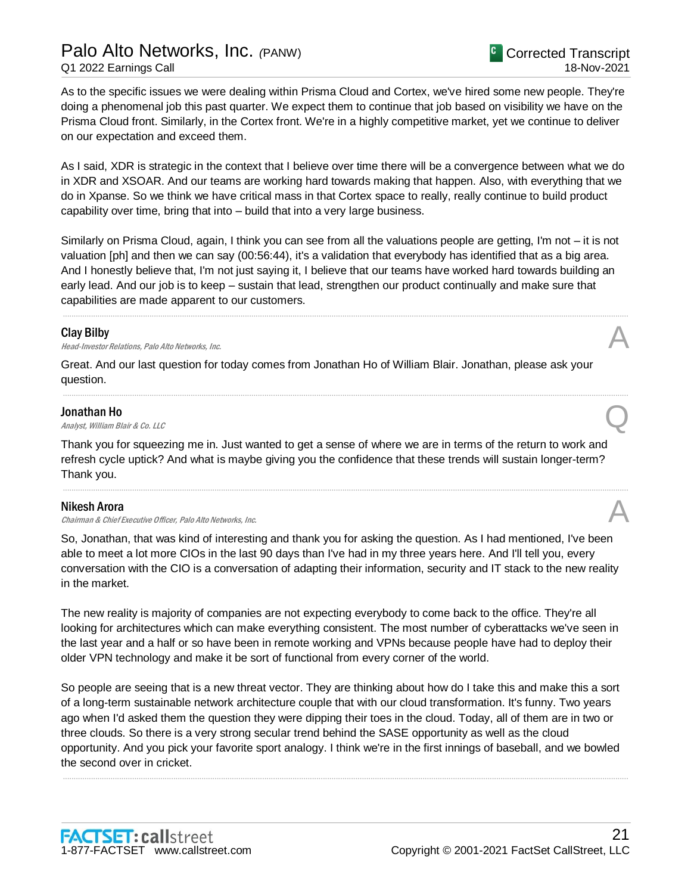As to the specific issues we were dealing within Prisma Cloud and Cortex, we've hired some new people. They're doing a phenomenal job this past quarter. We expect them to continue that job based on visibility we have on the Prisma Cloud front. Similarly, in the Cortex front. We're in a highly competitive market, yet we continue to deliver on our expectation and exceed them.

As I said, XDR is strategic in the context that I believe over time there will be a convergence between what we do in XDR and XSOAR. And our teams are working hard towards making that happen. Also, with everything that we do in Xpanse. So we think we have critical mass in that Cortex space to really, really continue to build product capability over time, bring that into – build that into a very large business.

Similarly on Prisma Cloud, again, I think you can see from all the valuations people are getting, I'm not – it is not valuation [ph] and then we can say (00:56:44), it's a validation that everybody has identified that as a big area. And I honestly believe that, I'm not just saying it, I believe that our teams have worked hard towards building an early lead. And our job is to keep – sustain that lead, strengthen our product continually and make sure that capabilities are made apparent to our customers.

---

**Clay Bilby**
*Head-Investor Relations, Palo Alto Networks, Inc.*

A

Great. And our last question for today comes from Jonathan Ho of William Blair. Jonathan, please ask your question.

---

**Jonathan Ho**
*Analyst, William Blair & Co. LLC*

Q

Thank you for squeezing me in. Just wanted to get a sense of where we are in terms of the return to work and refresh cycle uptick? And what is maybe giving you the confidence that these trends will sustain longer-term? Thank you.

---

**Nikesh Arora**
*Chairman & Chief Executive Officer, Palo Alto Networks, Inc.*

A

So, Jonathan, that was kind of interesting and thank you for asking the question. As I had mentioned, I've been able to meet a lot more CIOs in the last 90 days than I've had in my three years here. And I'll tell you, every conversation with the CIO is a conversation of adapting their information, security and IT stack to the new reality in the market.

The new reality is majority of companies are not expecting everybody to come back to the office. They're all looking for architectures which can make everything consistent. The most number of cyberattacks we've seen in the last year and a half or so have been in remote working and VPNs because people have had to deploy their older VPN technology and make it be sort of functional from every corner of the world.

So people are seeing that is a new threat vector. They are thinking about how do I take this and make this a sort of a long-term sustainable network architecture couple that with our cloud transformation. It's funny. Two years ago when I'd asked them the question they were dipping their toes in the cloud. Today, all of them are in two or three clouds. So there is a very strong secular trend behind the SASE opportunity as well as the cloud opportunity. And you pick your favorite sport analogy. I think we're in the first innings of baseball, and we bowled the second over in cricket.

---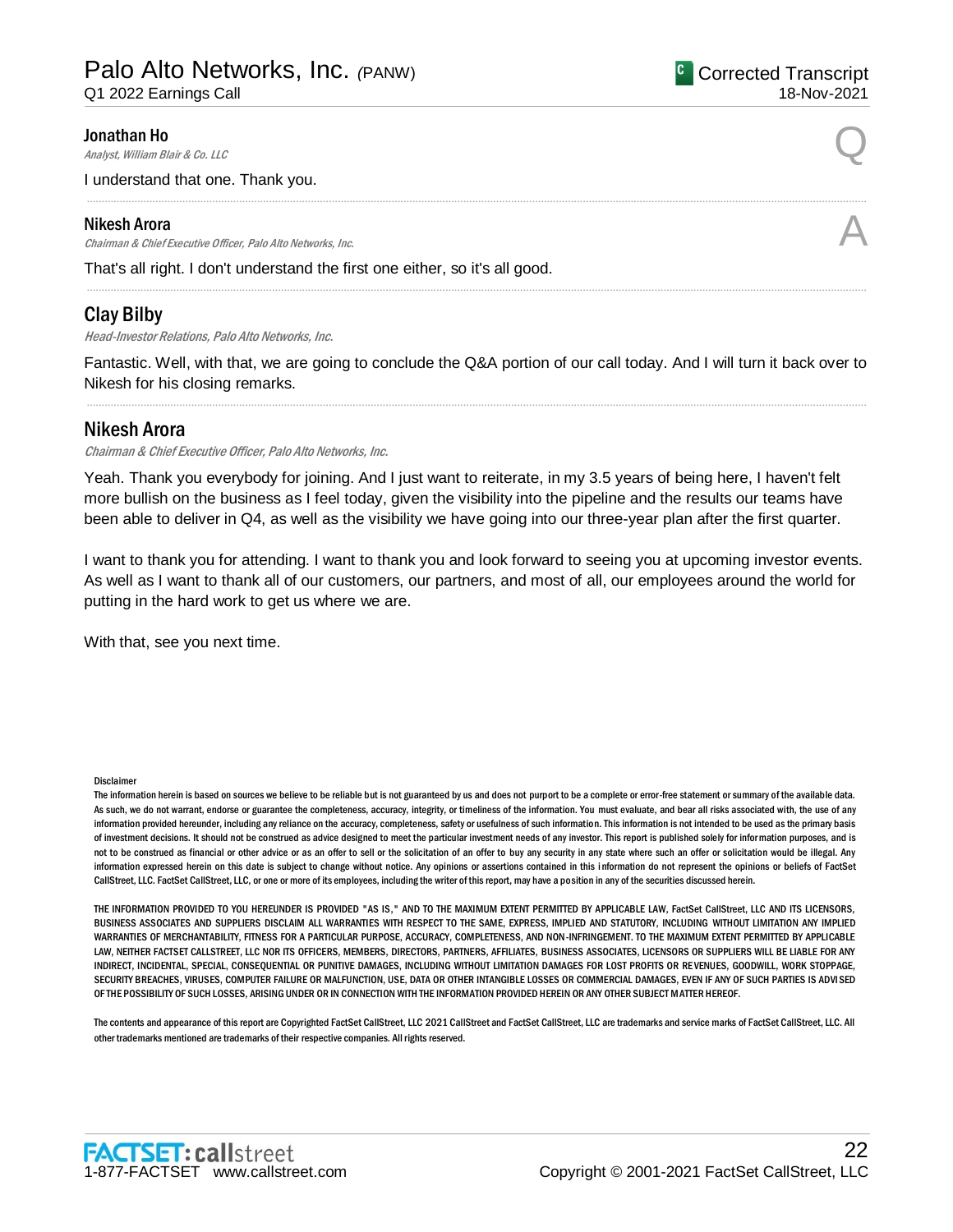**Jonathan Ho**
*Analyst, William Blair & Co. LLC*

Q

I understand that one. Thank you.

---

**Nikesh Arora**
*Chairman & Chief Executive Officer, Palo Alto Networks, Inc.*

A

That's all right. I don't understand the first one either, so it's all good.

---

## Clay Bilby

*Head-Investor Relations, Palo Alto Networks, Inc.*

Fantastic. Well, with that, we are going to conclude the Q&A portion of our call today. And I will turn it back over to Nikesh for his closing remarks.

---

## Nikesh Arora

*Chairman & Chief Executive Officer, Palo Alto Networks, Inc.*

Yeah. Thank you everybody for joining. And I just want to reiterate, in my 3.5 years of being here, I haven't felt more bullish on the business as I feel today, given the visibility into the pipeline and the results our teams have been able to deliver in Q4, as well as the visibility we have going into our three-year plan after the first quarter.

I want to thank you for attending. I want to thank you and look forward to seeing you at upcoming investor events. As well as I want to thank all of our customers, our partners, and most of all, our employees around the world for putting in the hard work to get us where we are.

With that, see you next time.

Disclaimer

The information herein is based on sources we believe to be reliable but is not guaranteed by us and does not purport to be a complete or error-free statement or summary of the available data. As such, we do not warrant, endorse or guarantee the completeness, accuracy, integrity, or timeliness of the information. You must evaluate, and bear all risks associated with, the use of any information provided hereunder, including any reliance on the accuracy, completeness, safety or usefulness of such information. This information is not intended to be used as the primary basis of investment decisions. It should not be construed as advice designed to meet the particular investment needs of any investor. This report is published solely for information purposes, and is not to be construed as financial or other advice or as an offer to sell or the solicitation of an offer to buy any security in any state where such an offer or solicitation would be illegal. Any information expressed herein on this date is subject to change without notice. Any opinions or assertions contained in this information do not represent the opinions or beliefs of FactSet CallStreet, LLC. FactSet CallStreet, LLC, or one or more of its employees, including the writer of this report, may have a position in any of the securities discussed herein.

THE INFORMATION PROVIDED TO YOU HEREUNDER IS PROVIDED "AS IS," AND TO THE MAXIMUM EXTENT PERMITTED BY APPLICABLE LAW, FactSet CallStreet, LLC AND ITS LICENSORS, BUSINESS ASSOCIATES AND SUPPLIERS DISCLAIM ALL WARRANTIES WITH RESPECT TO THE SAME, EXPRESS, IMPLIED AND STATUTORY, INCLUDING WITHOUT LIMITATION ANY IMPLIED WARRANTIES OF MERCHANTABILITY, FITNESS FOR A PARTICULAR PURPOSE, ACCURACY, COMPLETENESS, AND NON-INFRINGEMENT. TO THE MAXIMUM EXTENT PERMITTED BY APPLICABLE LAW, NEITHER FACTSET CALLSTREET, LLC NOR ITS OFFICERS, MEMBERS, DIRECTORS, PARTNERS, AFFILIATES, BUSINESS ASSOCIATES, LICENSORS OR SUPPLIERS WILL BE LIABLE FOR ANY INDIRECT, INCIDENTAL, SPECIAL, CONSEQUENTIAL OR PUNITIVE DAMAGES, INCLUDING WITHOUT LIMITATION DAMAGES FOR LOST PROFITS OR REVENUES, GOODWILL, WORK STOPPAGE, SECURITY BREACHES, VIRUSES, COMPUTER FAILURE OR MALFUNCTION, USE, DATA OR OTHER INTANGIBLE LOSSES OR COMMERCIAL DAMAGES, EVEN IF ANY OF SUCH PARTIES IS ADVISED OF THE POSSIBILITY OF SUCH LOSSES, ARISING UNDER OR IN CONNECTION WITH THE INFORMATION PROVIDED HEREIN OR ANY OTHER SUBJECT MATTER HEREOF.

The contents and appearance of this report are Copyrighted FactSet CallStreet, LLC 2021 CallStreet and FactSet CallStreet, LLC are trademarks and service marks of FactSet CallStreet, LLC. All other trademarks mentioned are trademarks of their respective companies. All rights reserved.